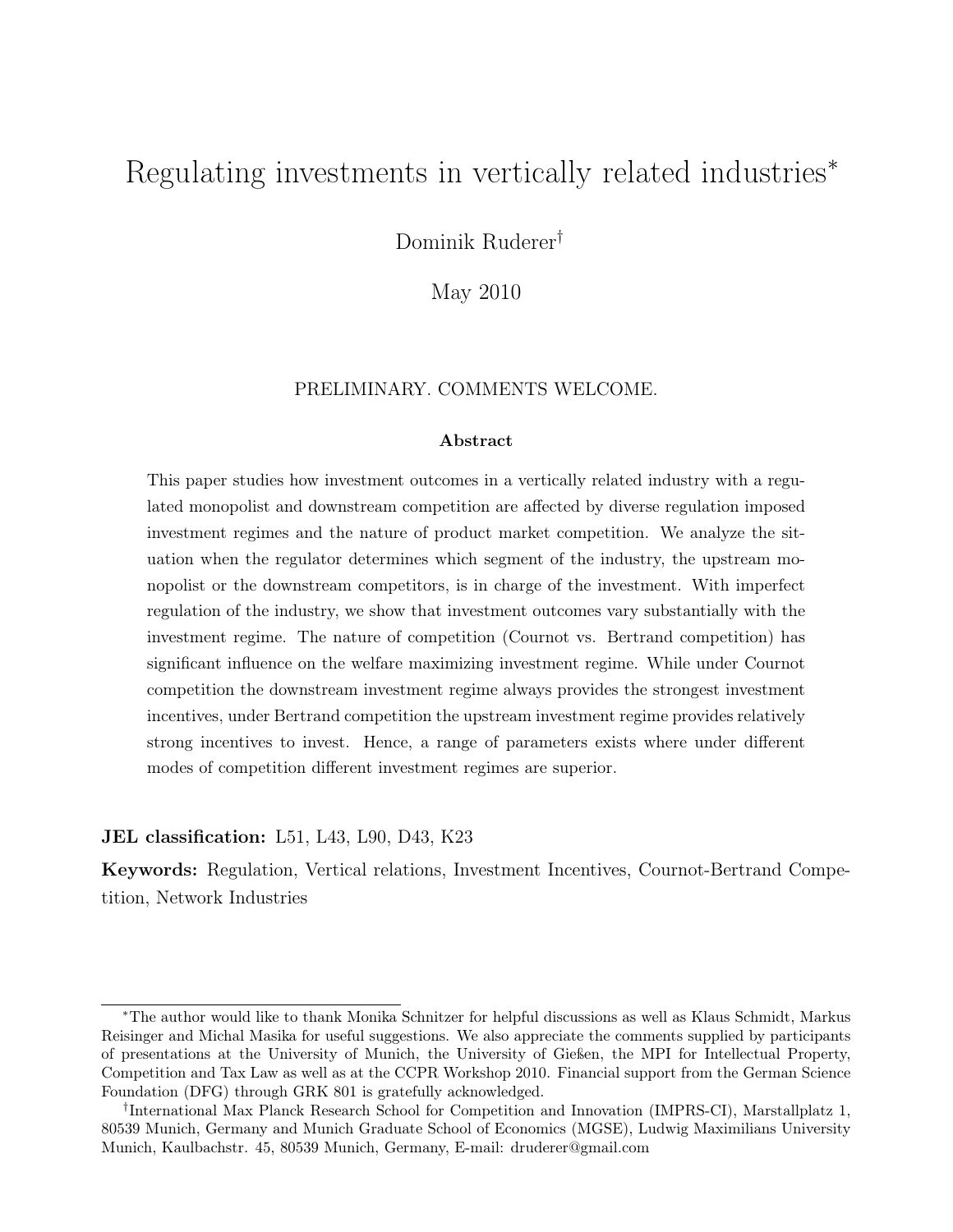# Regulating investments in vertically related industries*

Dominik Ruderer†

May 2010

PRELIMINARY. COMMENTS WELCOME.

### Abstract

This paper studies how investment outcomes in a vertically related industry with a regulated monopolist and downstream competition are affected by diverse regulation imposed investment regimes and the nature of product market competition. We analyze the situation when the regulator determines which segment of the industry, the upstream monopolist or the downstream competitors, is in charge of the investment. With imperfect regulation of the industry, we show that investment outcomes vary substantially with the investment regime. The nature of competition (Cournot vs. Bertrand competition) has significant influence on the welfare maximizing investment regime. While under Cournot competition the downstream investment regime always provides the strongest investment incentives, under Bertrand competition the upstream investment regime provides relatively strong incentives to invest. Hence, a range of parameters exists where under different modes of competition different investment regimes are superior.

**JEL classification:** L51, L43, L90, D43, K23

**Keywords:** Regulation, Vertical relations, Investment Incentives, Cournot-Bertrand Competition, Network Industries

---

*The author would like to thank Monika Schnitzer for helpful discussions as well as Klaus Schmidt, Markus Reisinger and Michal Masika for useful suggestions. We also appreciate the comments supplied by participants of presentations at the University of Munich, the University of Gießen, the MPI for Intellectual Property, Competition and Tax Law as well as at the CCPR Workshop 2010. Financial support from the German Science Foundation (DFG) through GRK 801 is gratefully acknowledged.

†International Max Planck Research School for Competition and Innovation (IMPRS-CI), Marstallplatz 1, 80539 Munich, Germany and Munich Graduate School of Economics (MGSE), Ludwig Maximilians University Munich, Kaulbachstr. 45, 80539 Munich, Germany, E-mail: druderer@gmail.com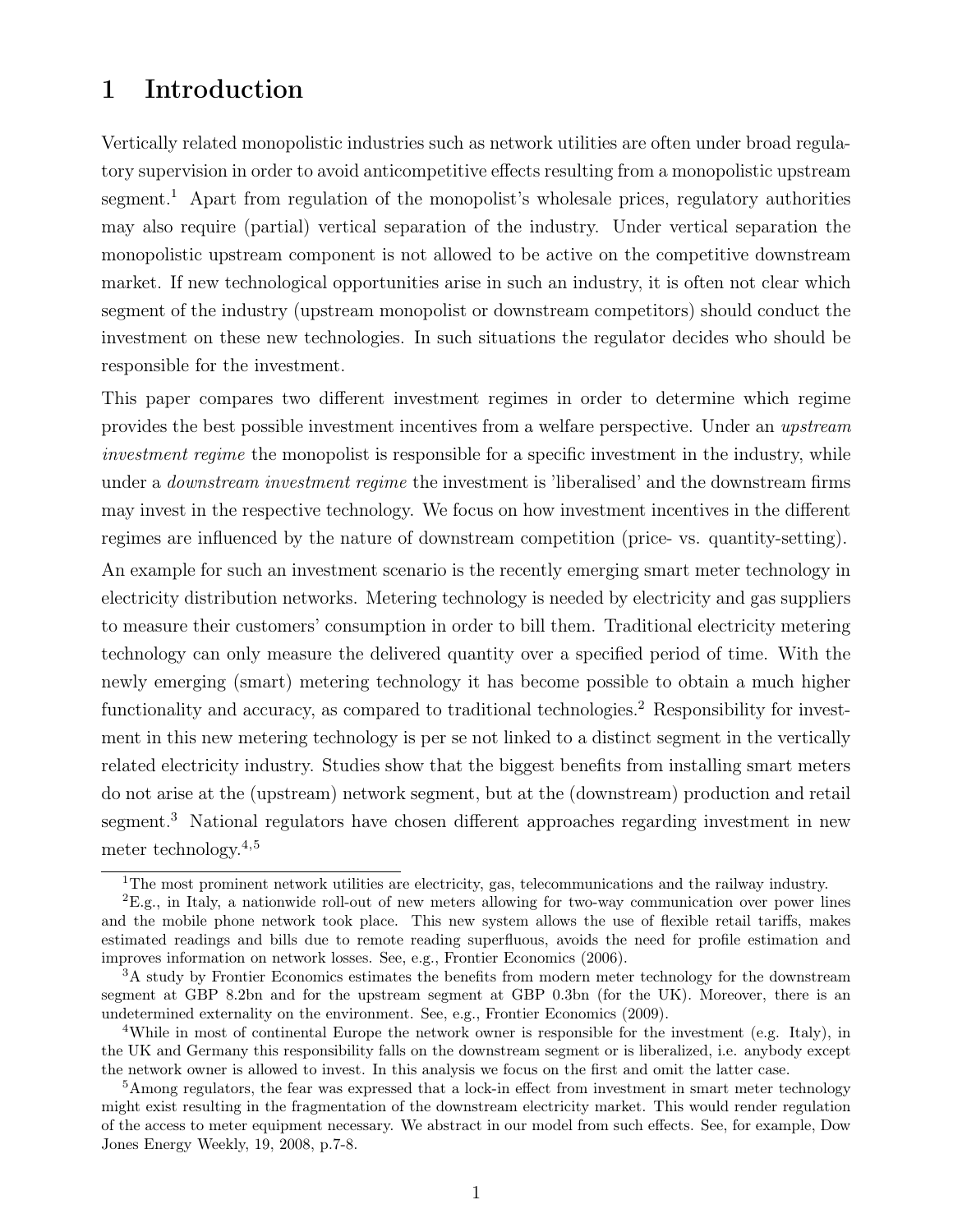# 1 Introduction

Vertically related monopolistic industries such as network utilities are often under broad regulatory supervision in order to avoid anticompetitive effects resulting from a monopolistic upstream segment.[1] Apart from regulation of the monopolist's wholesale prices, regulatory authorities may also require (partial) vertical separation of the industry. Under vertical separation the monopolistic upstream component is not allowed to be active on the competitive downstream market. If new technological opportunities arise in such an industry, it is often not clear which segment of the industry (upstream monopolist or downstream competitors) should conduct the investment on these new technologies. In such situations the regulator decides who should be responsible for the investment.

This paper compares two different investment regimes in order to determine which regime provides the best possible investment incentives from a welfare perspective. Under an *upstream investment regime* the monopolist is responsible for a specific investment in the industry, while under a *downstream investment regime* the investment is 'liberalised' and the downstream firms may invest in the respective technology. We focus on how investment incentives in the different regimes are influenced by the nature of downstream competition (price- vs. quantity-setting).

An example for such an investment scenario is the recently emerging smart meter technology in electricity distribution networks. Metering technology is needed by electricity and gas suppliers to measure their customers' consumption in order to bill them. Traditional electricity metering technology can only measure the delivered quantity over a specified period of time. With the newly emerging (smart) metering technology it has become possible to obtain a much higher functionality and accuracy, as compared to traditional technologies.[2] Responsibility for investment in this new metering technology is per se not linked to a distinct segment in the vertically related electricity industry. Studies show that the biggest benefits from installing smart meters do not arise at the (upstream) network segment, but at the (downstream) production and retail segment.[3] National regulators have chosen different approaches regarding investment in new meter technology.[4,5]

---

[1] The most prominent network utilities are electricity, gas, telecommunications and the railway industry.

[2] E.g., in Italy, a nationwide roll-out of new meters allowing for two-way communication over power lines and the mobile phone network took place. This new system allows the use of flexible retail tariffs, makes estimated readings and bills due to remote reading superfluous, avoids the need for profile estimation and improves information on network losses. See, e.g., Frontier Economics (2006).

[3] A study by Frontier Economics estimates the benefits from modern meter technology for the downstream segment at GBP 8.2bn and for the upstream segment at GBP 0.3bn (for the UK). Moreover, there is an undetermined externality on the environment. See, e.g., Frontier Economics (2009).

[4] While in most of continental Europe the network owner is responsible for the investment (e.g. Italy), in the UK and Germany this responsibility falls on the downstream segment or is liberalized, i.e. anybody except the network owner is allowed to invest. In this analysis we focus on the first and omit the latter case.

[5] Among regulators, the fear was expressed that a lock-in effect from investment in smart meter technology might exist resulting in the fragmentation of the downstream electricity market. This would render regulation of the access to meter equipment necessary. We abstract in our model from such effects. See, for example, Dow Jones Energy Weekly, 19, 2008, p.7-8.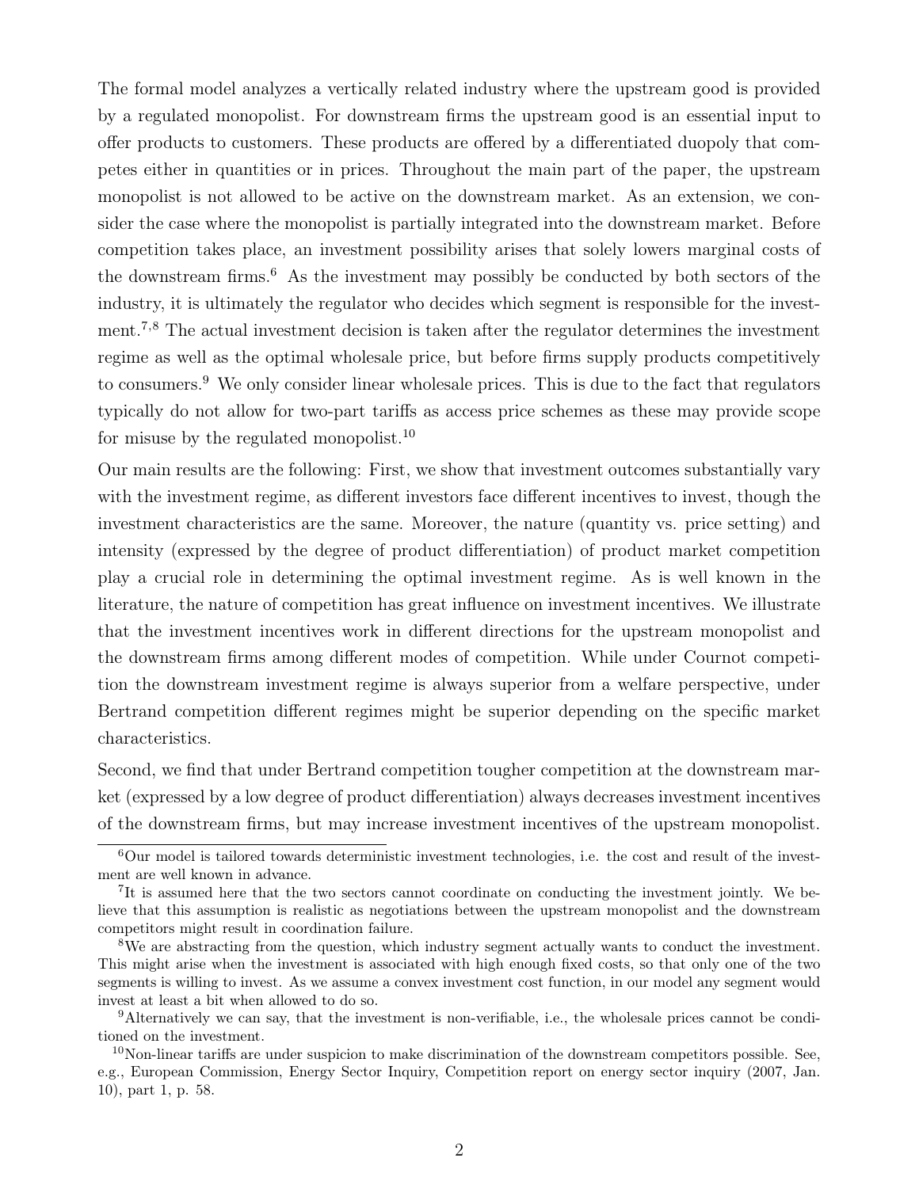The formal model analyzes a vertically related industry where the upstream good is provided by a regulated monopolist. For downstream firms the upstream good is an essential input to offer products to customers. These products are offered by a differentiated duopoly that competes either in quantities or in prices. Throughout the main part of the paper, the upstream monopolist is not allowed to be active on the downstream market. As an extension, we consider the case where the monopolist is partially integrated into the downstream market. Before competition takes place, an investment possibility arises that solely lowers marginal costs of the downstream firms.[6] As the investment may possibly be conducted by both sectors of the industry, it is ultimately the regulator who decides which segment is responsible for the investment.[7,8] The actual investment decision is taken after the regulator determines the investment regime as well as the optimal wholesale price, but before firms supply products competitively to consumers.[9] We only consider linear wholesale prices. This is due to the fact that regulators typically do not allow for two-part tariffs as access price schemes as these may provide scope for misuse by the regulated monopolist.[10]

Our main results are the following: First, we show that investment outcomes substantially vary with the investment regime, as different investors face different incentives to invest, though the investment characteristics are the same. Moreover, the nature (quantity vs. price setting) and intensity (expressed by the degree of product differentiation) of product market competition play a crucial role in determining the optimal investment regime. As is well known in the literature, the nature of competition has great influence on investment incentives. We illustrate that the investment incentives work in different directions for the upstream monopolist and the downstream firms among different modes of competition. While under Cournot competition the downstream investment regime is always superior from a welfare perspective, under Bertrand competition different regimes might be superior depending on the specific market characteristics.

Second, we find that under Bertrand competition tougher competition at the downstream market (expressed by a low degree of product differentiation) always decreases investment incentives of the downstream firms, but may increase investment incentives of the upstream monopolist.

---

[6] Our model is tailored towards deterministic investment technologies, i.e. the cost and result of the investment are well known in advance.

[7] It is assumed here that the two sectors cannot coordinate on conducting the investment jointly. We believe that this assumption is realistic as negotiations between the upstream monopolist and the downstream competitors might result in coordination failure.

[8] We are abstracting from the question, which industry segment actually wants to conduct the investment. This might arise when the investment is associated with high enough fixed costs, so that only one of the two segments is willing to invest. As we assume a convex investment cost function, in our model any segment would invest at least a bit when allowed to do so.

[9] Alternatively we can say, that the investment is non-verifiable, i.e., the wholesale prices cannot be conditioned on the investment.

[10] Non-linear tariffs are under suspicion to make discrimination of the downstream competitors possible. See, e.g., European Commission, Energy Sector Inquiry, Competition report on energy sector inquiry (2007, Jan. 10), part 1, p. 58.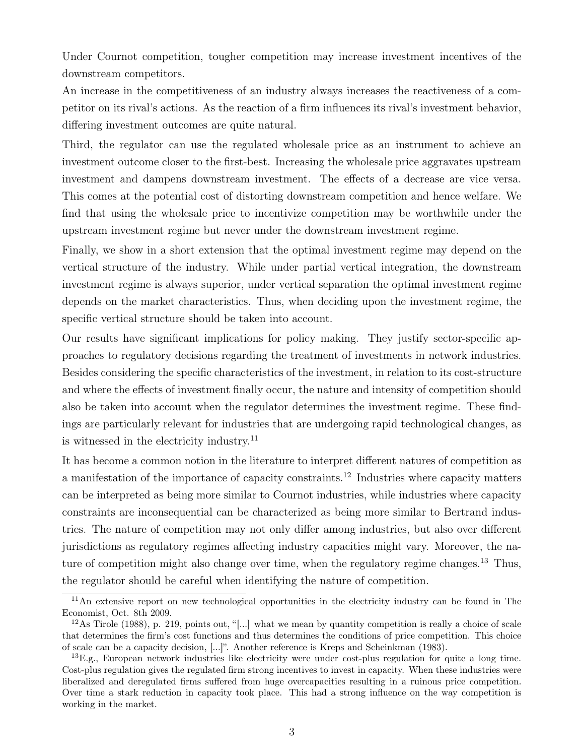Under Cournot competition, tougher competition may increase investment incentives of the downstream competitors.

An increase in the competitiveness of an industry always increases the reactiveness of a competitor on its rival's actions. As the reaction of a firm influences its rival's investment behavior, differing investment outcomes are quite natural.

Third, the regulator can use the regulated wholesale price as an instrument to achieve an investment outcome closer to the first-best. Increasing the wholesale price aggravates upstream investment and dampens downstream investment. The effects of a decrease are vice versa. This comes at the potential cost of distorting downstream competition and hence welfare. We find that using the wholesale price to incentivize competition may be worthwhile under the upstream investment regime but never under the downstream investment regime.

Finally, we show in a short extension that the optimal investment regime may depend on the vertical structure of the industry. While under partial vertical integration, the downstream investment regime is always superior, under vertical separation the optimal investment regime depends on the market characteristics. Thus, when deciding upon the investment regime, the specific vertical structure should be taken into account.

Our results have significant implications for policy making. They justify sector-specific approaches to regulatory decisions regarding the treatment of investments in network industries. Besides considering the specific characteristics of the investment, in relation to its cost-structure and where the effects of investment finally occur, the nature and intensity of competition should also be taken into account when the regulator determines the investment regime. These findings are particularly relevant for industries that are undergoing rapid technological changes, as is witnessed in the electricity industry.[11]

It has become a common notion in the literature to interpret different natures of competition as a manifestation of the importance of capacity constraints.[12] Industries where capacity matters can be interpreted as being more similar to Cournot industries, while industries where capacity constraints are inconsequential can be characterized as being more similar to Bertrand industries. The nature of competition may not only differ among industries, but also over different jurisdictions as regulatory regimes affecting industry capacities might vary. Moreover, the nature of competition might also change over time, when the regulatory regime changes.[13] Thus, the regulator should be careful when identifying the nature of competition.

[11] An extensive report on new technological opportunities in the electricity industry can be found in The Economist, Oct. 8th 2009.

[12] As Tirole (1988), p. 219, points out, "[...] what we mean by quantity competition is really a choice of scale that determines the firm's cost functions and thus determines the conditions of price competition. This choice of scale can be a capacity decision, [...]". Another reference is Kreps and Scheinkman (1983).

[13] E.g., European network industries like electricity were under cost-plus regulation for quite a long time. Cost-plus regulation gives the regulated firm strong incentives to invest in capacity. When these industries were liberalized and deregulated firms suffered from huge overcapacities resulting in a ruinous price competition. Over time a stark reduction in capacity took place. This had a strong influence on the way competition is working in the market.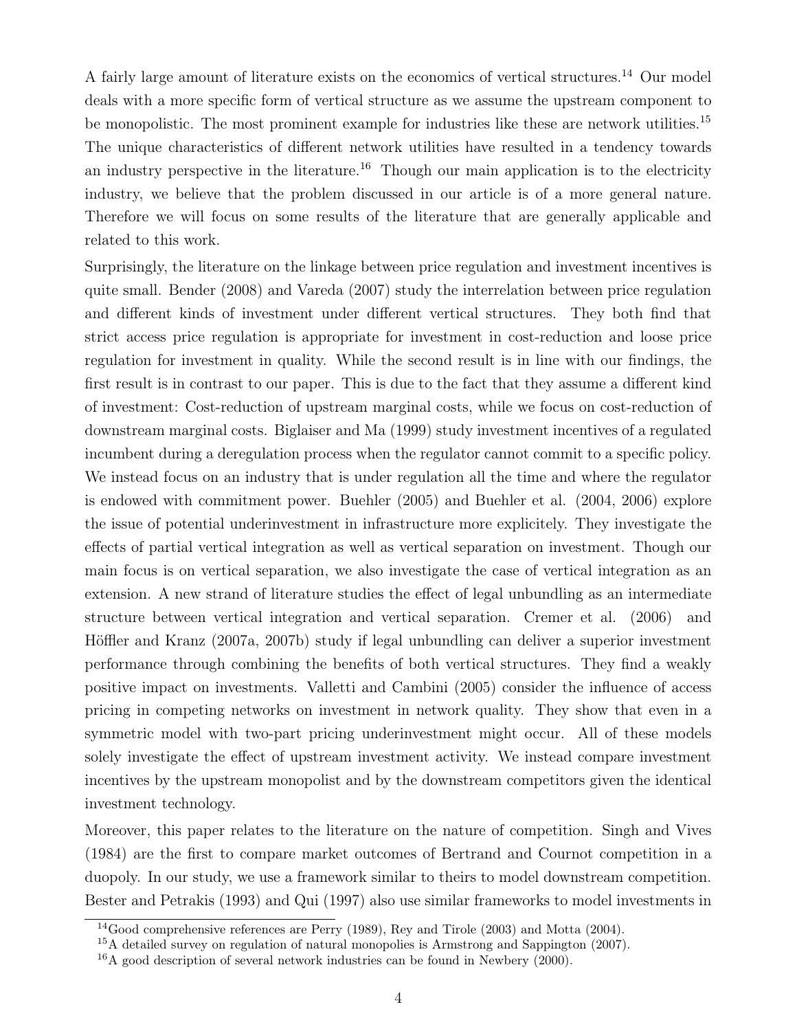A fairly large amount of literature exists on the economics of vertical structures.[14] Our model deals with a more specific form of vertical structure as we assume the upstream component to be monopolistic. The most prominent example for industries like these are network utilities.[15] The unique characteristics of different network utilities have resulted in a tendency towards an industry perspective in the literature.[16] Though our main application is to the electricity industry, we believe that the problem discussed in our article is of a more general nature. Therefore we will focus on some results of the literature that are generally applicable and related to this work.

Surprisingly, the literature on the linkage between price regulation and investment incentives is quite small. Bender (2008) and Vareda (2007) study the interrelation between price regulation and different kinds of investment under different vertical structures. They both find that strict access price regulation is appropriate for investment in cost-reduction and loose price regulation for investment in quality. While the second result is in line with our findings, the first result is in contrast to our paper. This is due to the fact that they assume a different kind of investment: Cost-reduction of upstream marginal costs, while we focus on cost-reduction of downstream marginal costs. Biglaiser and Ma (1999) study investment incentives of a regulated incumbent during a deregulation process when the regulator cannot commit to a specific policy. We instead focus on an industry that is under regulation all the time and where the regulator is endowed with commitment power. Buehler (2005) and Buehler et al. (2004, 2006) explore the issue of potential underinvestment in infrastructure more explicitely. They investigate the effects of partial vertical integration as well as vertical separation on investment. Though our main focus is on vertical separation, we also investigate the case of vertical integration as an extension. A new strand of literature studies the effect of legal unbundling as an intermediate structure between vertical integration and vertical separation. Cremer et al. (2006) and Höffler and Kranz (2007a, 2007b) study if legal unbundling can deliver a superior investment performance through combining the benefits of both vertical structures. They find a weakly positive impact on investments. Valletti and Cambini (2005) consider the influence of access pricing in competing networks on investment in network quality. They show that even in a symmetric model with two-part pricing underinvestment might occur. All of these models solely investigate the effect of upstream investment activity. We instead compare investment incentives by the upstream monopolist and by the downstream competitors given the identical investment technology.

Moreover, this paper relates to the literature on the nature of competition. Singh and Vives (1984) are the first to compare market outcomes of Bertrand and Cournot competition in a duopoly. In our study, we use a framework similar to theirs to model downstream competition. Bester and Petrakis (1993) and Qui (1997) also use similar frameworks to model investments in

[14] Good comprehensive references are Perry (1989), Rey and Tirole (2003) and Motta (2004).

[15] A detailed survey on regulation of natural monopolies is Armstrong and Sappington (2007).

[16] A good description of several network industries can be found in Newbery (2000).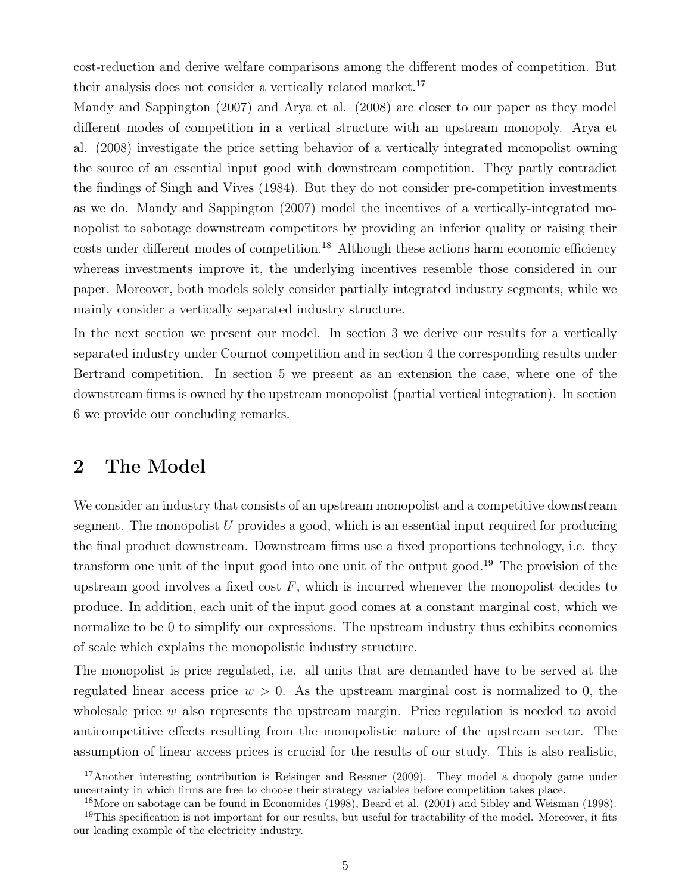cost-reduction and derive welfare comparisons among the different modes of competition. But their analysis does not consider a vertically related market.[17]

Mandy and Sappington (2007) and Arya et al. (2008) are closer to our paper as they model different modes of competition in a vertical structure with an upstream monopoly. Arya et al. (2008) investigate the price setting behavior of a vertically integrated monopolist owning the source of an essential input good with downstream competition. They partly contradict the findings of Singh and Vives (1984). But they do not consider pre-competition investments as we do. Mandy and Sappington (2007) model the incentives of a vertically-integrated monopolist to sabotage downstream competitors by providing an inferior quality or raising their costs under different modes of competition.[18] Although these actions harm economic efficiency whereas investments improve it, the underlying incentives resemble those considered in our paper. Moreover, both models solely consider partially integrated industry segments, while we mainly consider a vertically separated industry structure.

In the next section we present our model. In section 3 we derive our results for a vertically separated industry under Cournot competition and in section 4 the corresponding results under Bertrand competition. In section 5 we present as an extension the case, where one of the downstream firms is owned by the upstream monopolist (partial vertical integration). In section 6 we provide our concluding remarks.

## 2 The Model

We consider an industry that consists of an upstream monopolist and a competitive downstream segment. The monopolist $U$ provides a good, which is an essential input required for producing the final product downstream. Downstream firms use a fixed proportions technology, i.e. they transform one unit of the input good into one unit of the output good.[19] The provision of the upstream good involves a fixed cost $F$, which is incurred whenever the monopolist decides to produce. In addition, each unit of the input good comes at a constant marginal cost, which we normalize to be 0 to simplify our expressions. The upstream industry thus exhibits economies of scale which explains the monopolistic industry structure.

The monopolist is price regulated, i.e. all units that are demanded have to be served at the regulated linear access price $w > 0$. As the upstream marginal cost is normalized to 0, the wholesale price $w$ also represents the upstream margin. Price regulation is needed to avoid anticompetitive effects resulting from the monopolistic nature of the upstream sector. The assumption of linear access prices is crucial for the results of our study. This is also realistic,

[17] Another interesting contribution is Reisinger and Ressner (2009). They model a duopoly game under uncertainty in which firms are free to choose their strategy variables before competition takes place.

[18] More on sabotage can be found in Economides (1998), Beard et al. (2001) and Sibley and Weisman (1998).

[19] This specification is not important for our results, but useful for tractability of the model. Moreover, it fits our leading example of the electricity industry.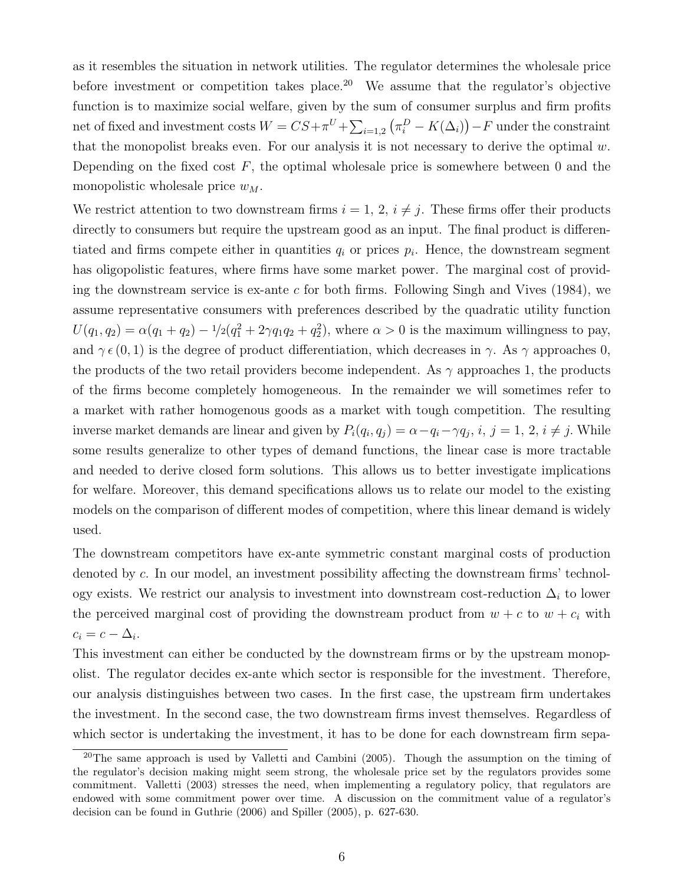as it resembles the situation in network utilities. The regulator determines the wholesale price before investment or competition takes place.[20] We assume that the regulator's objective function is to maximize social welfare, given by the sum of consumer surplus and firm profits net of fixed and investment costs $W = CS + \pi^U + \sum_{i=1,2} \left(\pi_i^D - K(\Delta_i)\right) - F$ under the constraint that the monopolist breaks even. For our analysis it is not necessary to derive the optimal $w$. Depending on the fixed cost $F$, the optimal wholesale price is somewhere between 0 and the monopolistic wholesale price $w_M$.

We restrict attention to two downstream firms $i = 1, 2, i \neq j$. These firms offer their products directly to consumers but require the upstream good as an input. The final product is differentiated and firms compete either in quantities $q_i$ or prices $p_i$. Hence, the downstream segment has oligopolistic features, where firms have some market power. The marginal cost of providing the downstream service is ex-ante $c$ for both firms. Following Singh and Vives (1984), we assume representative consumers with preferences described by the quadratic utility function $U(q_1, q_2) = \alpha(q_1 + q_2) - 1/2(q_1^2 + 2\gamma q_1 q_2 + q_2^2)$, where $\alpha > 0$ is the maximum willingness to pay, and $\gamma \,\epsilon\, (0, 1)$ is the degree of product differentiation, which decreases in $\gamma$. As $\gamma$ approaches 0, the products of the two retail providers become independent. As $\gamma$ approaches 1, the products of the firms become completely homogeneous. In the remainder we will sometimes refer to a market with rather homogenous goods as a market with tough competition. The resulting inverse market demands are linear and given by $P_i(q_i, q_j) = \alpha - q_i - \gamma q_j$, $i, j = 1, 2, i \neq j$. While some results generalize to other types of demand functions, the linear case is more tractable and needed to derive closed form solutions. This allows us to better investigate implications for welfare. Moreover, this demand specifications allows us to relate our model to the existing models on the comparison of different modes of competition, where this linear demand is widely used.

The downstream competitors have ex-ante symmetric constant marginal costs of production denoted by $c$. In our model, an investment possibility affecting the downstream firms' technology exists. We restrict our analysis to investment into downstream cost-reduction $\Delta_i$ to lower the perceived marginal cost of providing the downstream product from $w + c$ to $w + c_i$ with $c_i = c - \Delta_i$.

This investment can either be conducted by the downstream firms or by the upstream monopolist. The regulator decides ex-ante which sector is responsible for the investment. Therefore, our analysis distinguishes between two cases. In the first case, the upstream firm undertakes the investment. In the second case, the two downstream firms invest themselves. Regardless of which sector is undertaking the investment, it has to be done for each downstream firm sepa-

[20] The same approach is used by Valletti and Cambini (2005). Though the assumption on the timing of the regulator's decision making might seem strong, the wholesale price set by the regulators provides some commitment. Valletti (2003) stresses the need, when implementing a regulatory policy, that regulators are endowed with some commitment power over time. A discussion on the commitment value of a regulator's decision can be found in Guthrie (2006) and Spiller (2005), p. 627-630.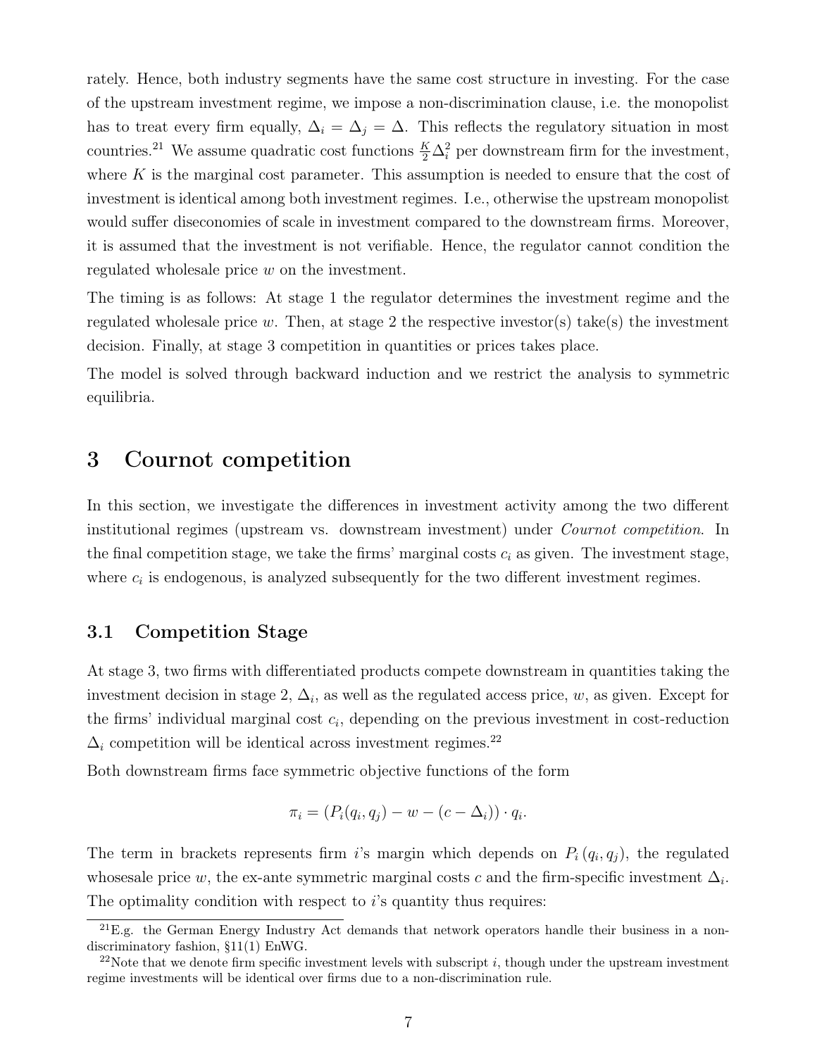rately. Hence, both industry segments have the same cost structure in investing. For the case of the upstream investment regime, we impose a non-discrimination clause, i.e. the monopolist has to treat every firm equally, $\Delta_i = \Delta_j = \Delta$. This reflects the regulatory situation in most countries.[21] We assume quadratic cost functions $\frac{K}{2}\Delta_i^2$ per downstream firm for the investment, where $K$ is the marginal cost parameter. This assumption is needed to ensure that the cost of investment is identical among both investment regimes. I.e., otherwise the upstream monopolist would suffer diseconomies of scale in investment compared to the downstream firms. Moreover, it is assumed that the investment is not verifiable. Hence, the regulator cannot condition the regulated wholesale price $w$ on the investment.

The timing is as follows: At stage 1 the regulator determines the investment regime and the regulated wholesale price $w$. Then, at stage 2 the respective investor(s) take(s) the investment decision. Finally, at stage 3 competition in quantities or prices takes place.

The model is solved through backward induction and we restrict the analysis to symmetric equilibria.

# 3 Cournot competition

In this section, we investigate the differences in investment activity among the two different institutional regimes (upstream vs. downstream investment) under *Cournot competition*. In the final competition stage, we take the firms' marginal costs $c_i$ as given. The investment stage, where $c_i$ is endogenous, is analyzed subsequently for the two different investment regimes.

## 3.1 Competition Stage

At stage 3, two firms with differentiated products compete downstream in quantities taking the investment decision in stage 2, $\Delta_i$, as well as the regulated access price, $w$, as given. Except for the firms' individual marginal cost $c_i$, depending on the previous investment in cost-reduction $\Delta_i$ competition will be identical across investment regimes.[22]

Both downstream firms face symmetric objective functions of the form

$$\pi_i = (P_i(q_i, q_j) - w - (c - \Delta_i)) \cdot q_i.$$

The term in brackets represents firm $i$'s margin which depends on $P_i(q_i, q_j)$, the regulated whosesale price $w$, the ex-ante symmetric marginal costs $c$ and the firm-specific investment $\Delta_i$. The optimality condition with respect to $i$'s quantity thus requires:

[21] E.g. the German Energy Industry Act demands that network operators handle their business in a non-discriminatory fashion, §11(1) EnWG.

[22] Note that we denote firm specific investment levels with subscript $i$, though under the upstream investment regime investments will be identical over firms due to a non-discrimination rule.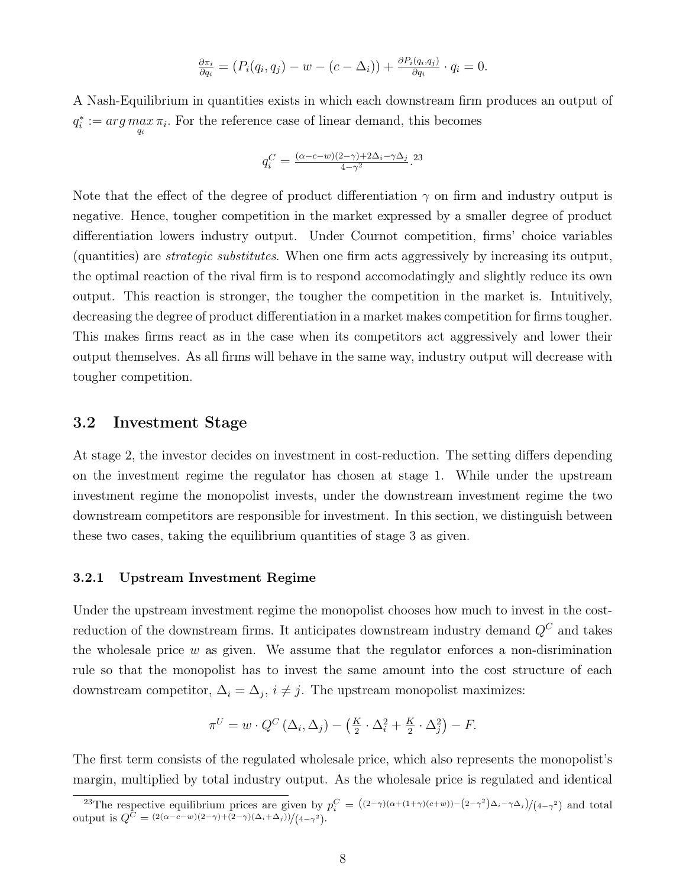$$\frac{\partial \pi_i}{\partial q_i} = (P_i(q_i, q_j) - w - (c - \Delta_i)) + \frac{\partial P_i(q_i, q_j)}{\partial q_i} \cdot q_i = 0.$$

A Nash-Equilibrium in quantities exists in which each downstream firm produces an output of $q_i^* := \underset{q_i}{arg\,max}\, \pi_i$. For the reference case of linear demand, this becomes

$$q_i^C = \frac{(\alpha - c - w)(2-\gamma) + 2\Delta_i - \gamma\Delta_j}{4-\gamma^2}.$$ [23]

Note that the effect of the degree of product differentiation $\gamma$ on firm and industry output is negative. Hence, tougher competition in the market expressed by a smaller degree of product differentiation lowers industry output. Under Cournot competition, firms' choice variables (quantities) are *strategic substitutes*. When one firm acts aggressively by increasing its output, the optimal reaction of the rival firm is to respond accomodatingly and slightly reduce its own output. This reaction is stronger, the tougher the competition in the market is. Intuitively, decreasing the degree of product differentiation in a market makes competition for firms tougher. This makes firms react as in the case when its competitors act aggressively and lower their output themselves. As all firms will behave in the same way, industry output will decrease with tougher competition.

## 3.2 Investment Stage

At stage 2, the investor decides on investment in cost-reduction. The setting differs depending on the investment regime the regulator has chosen at stage 1. While under the upstream investment regime the monopolist invests, under the downstream investment regime the two downstream competitors are responsible for investment. In this section, we distinguish between these two cases, taking the equilibrium quantities of stage 3 as given.

### 3.2.1 Upstream Investment Regime

Under the upstream investment regime the monopolist chooses how much to invest in the cost-reduction of the downstream firms. It anticipates downstream industry demand $Q^C$ and takes the wholesale price $w$ as given. We assume that the regulator enforces a non-disrimination rule so that the monopolist has to invest the same amount into the cost structure of each downstream competitor, $\Delta_i = \Delta_j$, $i \neq j$. The upstream monopolist maximizes:

$$\pi^U = w \cdot Q^C(\Delta_i, \Delta_j) - \left(\tfrac{K}{2} \cdot \Delta_i^2 + \tfrac{K}{2} \cdot \Delta_j^2\right) - F.$$

The first term consists of the regulated wholesale price, which also represents the monopolist's margin, multiplied by total industry output. As the wholesale price is regulated and identical

[23] The respective equilibrium prices are given by $p_i^C = \left((2-\gamma)(\alpha + (1+\gamma)(c+w)) - (2-\gamma^2)\Delta_i - \gamma\Delta_j\right) / (4-\gamma^2)$ and total output is $Q^C = (2(\alpha - c - w)(2-\gamma) + (2-\gamma)(\Delta_i + \Delta_j)) / (4-\gamma^2)$.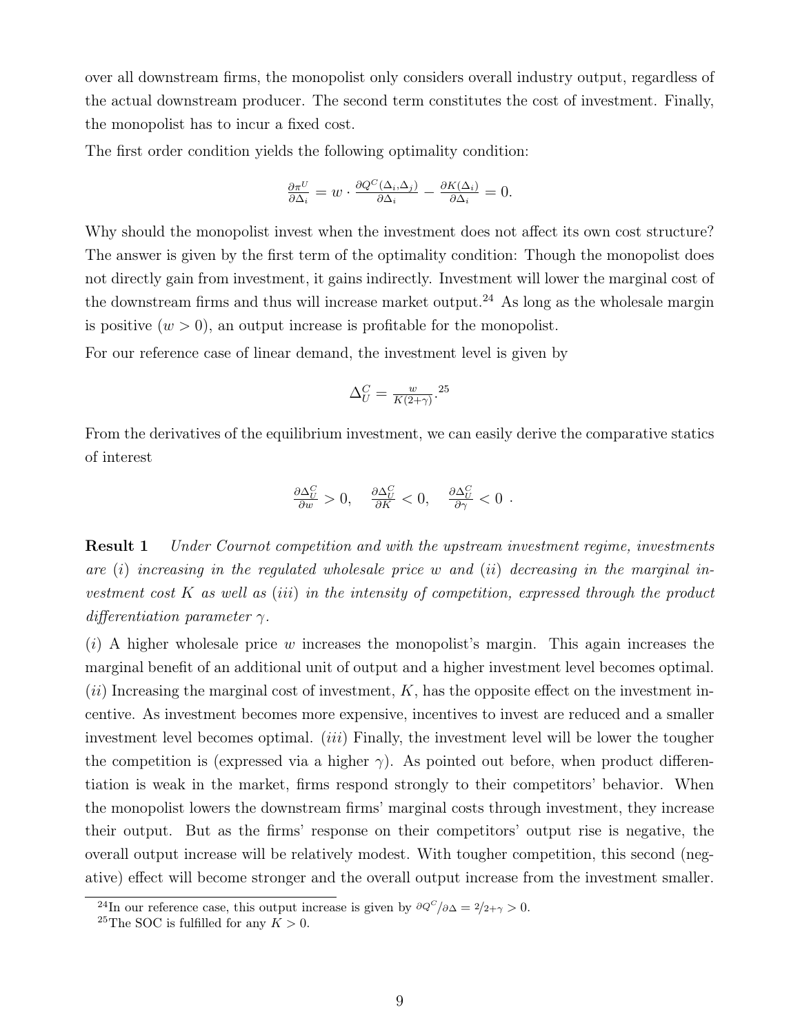over all downstream firms, the monopolist only considers overall industry output, regardless of the actual downstream producer. The second term constitutes the cost of investment. Finally, the monopolist has to incur a fixed cost.

The first order condition yields the following optimality condition:

$$\frac{\partial \pi^U}{\partial \Delta_i} = w \cdot \frac{\partial Q^C(\Delta_i, \Delta_j)}{\partial \Delta_i} - \frac{\partial K(\Delta_i)}{\partial \Delta_i} = 0.$$

Why should the monopolist invest when the investment does not affect its own cost structure? The answer is given by the first term of the optimality condition: Though the monopolist does not directly gain from investment, it gains indirectly. Investment will lower the marginal cost of the downstream firms and thus will increase market output.[24] As long as the wholesale margin is positive ($w > 0$), an output increase is profitable for the monopolist.

For our reference case of linear demand, the investment level is given by

$$\Delta_U^C = \frac{w}{K(2+\gamma)}.$$ [25]

From the derivatives of the equilibrium investment, we can easily derive the comparative statics of interest

$$\frac{\partial \Delta_U^C}{\partial w} > 0, \quad \frac{\partial \Delta_U^C}{\partial K} < 0, \quad \frac{\partial \Delta_U^C}{\partial \gamma} < 0 \ .$$

**Result 1** *Under Cournot competition and with the upstream investment regime, investments are (i) increasing in the regulated wholesale price $w$ and (ii) decreasing in the marginal investment cost $K$ as well as (iii) in the intensity of competition, expressed through the product differentiation parameter $\gamma$.*

(*i*) A higher wholesale price $w$ increases the monopolist's margin. This again increases the marginal benefit of an additional unit of output and a higher investment level becomes optimal. (*ii*) Increasing the marginal cost of investment, $K$, has the opposite effect on the investment incentive. As investment becomes more expensive, incentives to invest are reduced and a smaller investment level becomes optimal. (*iii*) Finally, the investment level will be lower the tougher the competition is (expressed via a higher $\gamma$). As pointed out before, when product differentiation is weak in the market, firms respond strongly to their competitors' behavior. When the monopolist lowers the downstream firms' marginal costs through investment, they increase their output. But as the firms' response on their competitors' output rise is negative, the overall output increase will be relatively modest. With tougher competition, this second (negative) effect will become stronger and the overall output increase from the investment smaller.

[24] In our reference case, this output increase is given by $\partial Q^C / \partial \Delta = 2/2+\gamma > 0$.

[25] The SOC is fulfilled for any $K > 0$.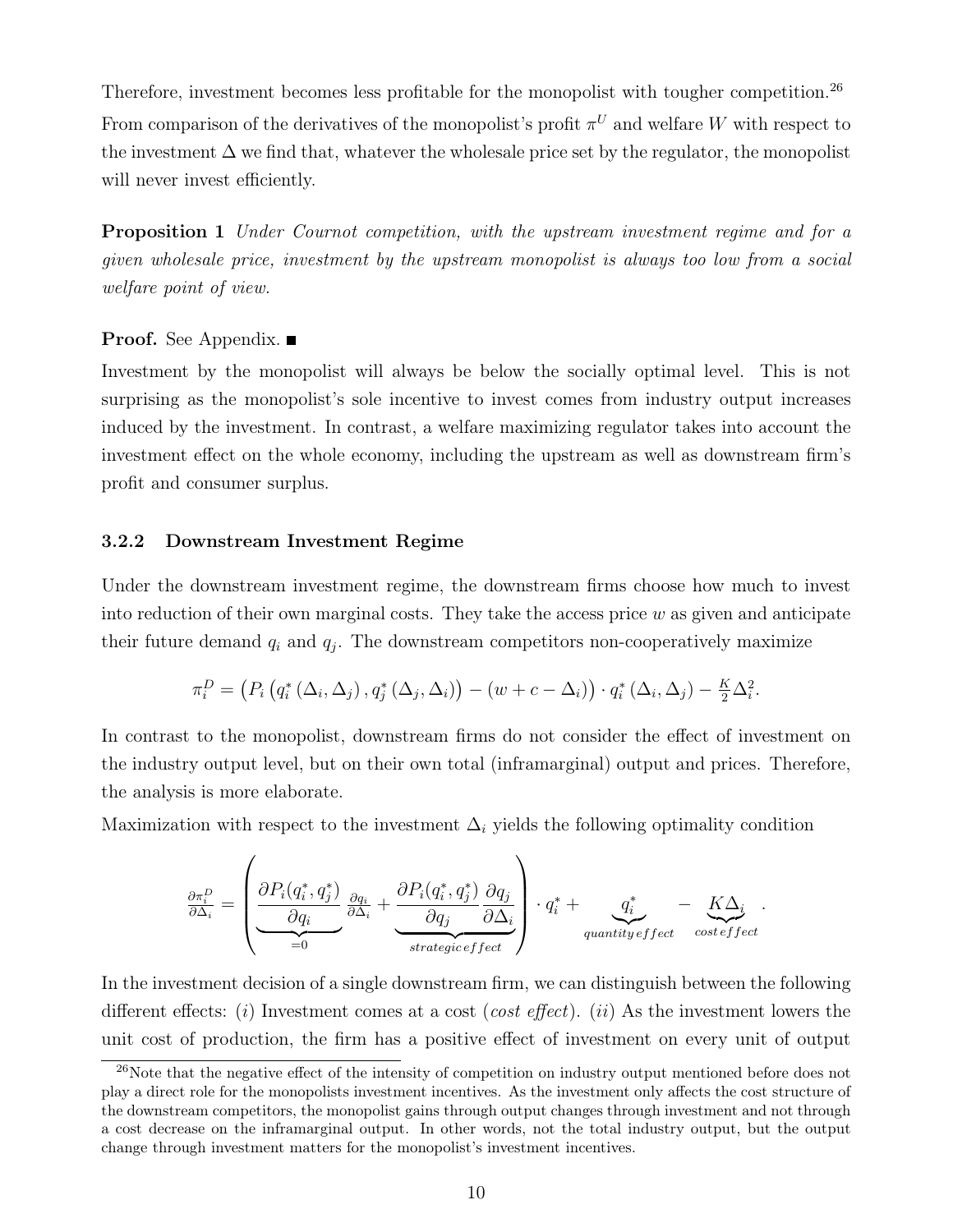Therefore, investment becomes less profitable for the monopolist with tougher competition.[26] From comparison of the derivatives of the monopolist's profit $\pi^U$ and welfare $W$ with respect to the investment $\Delta$ we find that, whatever the wholesale price set by the regulator, the monopolist will never invest efficiently.

**Proposition 1** *Under Cournot competition, with the upstream investment regime and for a given wholesale price, investment by the upstream monopolist is always too low from a social welfare point of view.*

**Proof.** See Appendix. ■

Investment by the monopolist will always be below the socially optimal level. This is not surprising as the monopolist's sole incentive to invest comes from industry output increases induced by the investment. In contrast, a welfare maximizing regulator takes into account the investment effect on the whole economy, including the upstream as well as downstream firm's profit and consumer surplus.

### 3.2.2 Downstream Investment Regime

Under the downstream investment regime, the downstream firms choose how much to invest into reduction of their own marginal costs. They take the access price $w$ as given and anticipate their future demand $q_i$ and $q_j$. The downstream competitors non-cooperatively maximize

$$\pi_i^D = \left(P_i\left(q_i^*\left(\Delta_i, \Delta_j\right), q_j^*\left(\Delta_j, \Delta_i\right)\right) - \left(w + c - \Delta_i\right)\right) \cdot q_i^*\left(\Delta_i, \Delta_j\right) - \tfrac{K}{2}\Delta_i^2.$$

In contrast to the monopolist, downstream firms do not consider the effect of investment on the industry output level, but on their own total (inframarginal) output and prices. Therefore, the analysis is more elaborate.

Maximization with respect to the investment $\Delta_i$ yields the following optimality condition

$$\tfrac{\partial \pi_i^D}{\partial \Delta_i} = \left( \underbrace{\frac{\partial P_i(q_i^*, q_j^*)}{\partial q_i}}_{=0} \tfrac{\partial q_i}{\partial \Delta_i} + \underbrace{\frac{\partial P_i(q_i^*, q_j^*)}{\partial q_j}\frac{\partial q_j}{\partial \Delta_i}}_{strategic\,effect} \right) \cdot q_i^* + \underbrace{q_i^*}_{quantity\,effect} - \underbrace{K\Delta_i}_{cost\,effect}.$$

In the investment decision of a single downstream firm, we can distinguish between the following different effects: $(i)$ Investment comes at a cost (*cost effect*). $(ii)$ As the investment lowers the unit cost of production, the firm has a positive effect of investment on every unit of output

[26] Note that the negative effect of the intensity of competition on industry output mentioned before does not play a direct role for the monopolists investment incentives. As the investment only affects the cost structure of the downstream competitors, the monopolist gains through output changes through investment and not through a cost decrease on the inframarginal output. In other words, not the total industry output, but the output change through investment matters for the monopolist's investment incentives.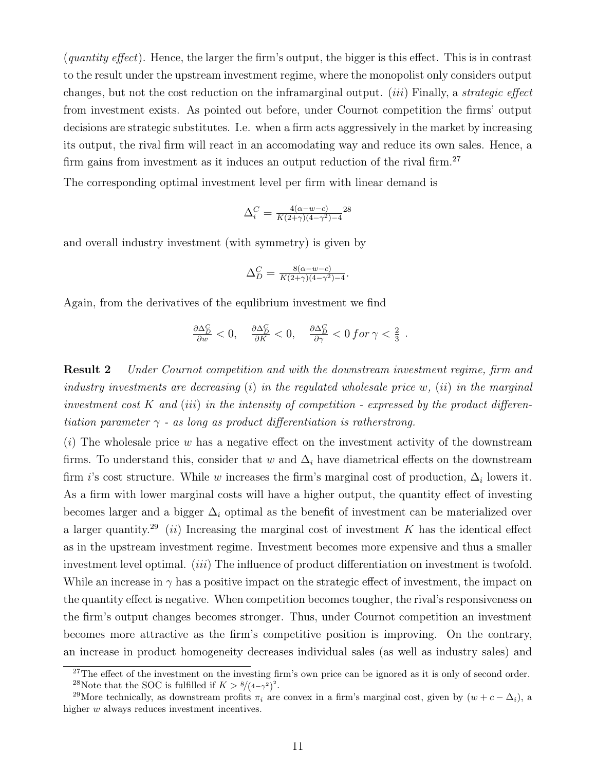(*quantity effect*). Hence, the larger the firm's output, the bigger is this effect. This is in contrast to the result under the upstream investment regime, where the monopolist only considers output changes, but not the cost reduction on the inframarginal output. (*iii*) Finally, a *strategic effect* from investment exists. As pointed out before, under Cournot competition the firms' output decisions are strategic substitutes. I.e. when a firm acts aggressively in the market by increasing its output, the rival firm will react in an accomodating way and reduce its own sales. Hence, a firm gains from investment as it induces an output reduction of the rival firm.[27]

The corresponding optimal investment level per firm with linear demand is

$$\Delta_i^C = \frac{4(\alpha - w - c)}{K(2+\gamma)(4-\gamma^2)-4}$$ [28]

and overall industry investment (with symmetry) is given by

$$\Delta_D^C = \frac{8(\alpha - w - c)}{K(2+\gamma)(4-\gamma^2)-4}.$$

Again, from the derivatives of the equlibrium investment we find

$$\frac{\partial \Delta_D^C}{\partial w} < 0, \quad \frac{\partial \Delta_D^C}{\partial K} < 0, \quad \frac{\partial \Delta_D^C}{\partial \gamma} < 0 \; for \; \gamma < \frac{2}{3} \; .$$

**Result 2** *Under Cournot competition and with the downstream investment regime, firm and industry investments are decreasing (i) in the regulated wholesale price w, (ii) in the marginal investment cost K and (iii) in the intensity of competition - expressed by the product differentiation parameter $\gamma$ - as long as product differentiation is ratherstrong.*

(*i*) The wholesale price $w$ has a negative effect on the investment activity of the downstream firms. To understand this, consider that $w$ and $\Delta_i$ have diametrical effects on the downstream firm $i$'s cost structure. While $w$ increases the firm's marginal cost of production, $\Delta_i$ lowers it. As a firm with lower marginal costs will have a higher output, the quantity effect of investing becomes larger and a bigger $\Delta_i$ optimal as the benefit of investment can be materialized over a larger quantity.[29] (*ii*) Increasing the marginal cost of investment $K$ has the identical effect as in the upstream investment regime. Investment becomes more expensive and thus a smaller investment level optimal. (*iii*) The influence of product differentiation on investment is twofold. While an increase in $\gamma$ has a positive impact on the strategic effect of investment, the impact on the quantity effect is negative. When competition becomes tougher, the rival's responsiveness on the firm's output changes becomes stronger. Thus, under Cournot competition an investment becomes more attractive as the firm's competitive position is improving. On the contrary, an increase in product homogeneity decreases individual sales (as well as industry sales) and

[27] The effect of the investment on the investing firm's own price can be ignored as it is only of second order.

[28] Note that the SOC is fulfilled if $K > 8/(4-\gamma^2)^2$.

[29] More technically, as downstream profits $\pi_i$ are convex in a firm's marginal cost, given by $(w + c - \Delta_i)$, a higher $w$ always reduces investment incentives.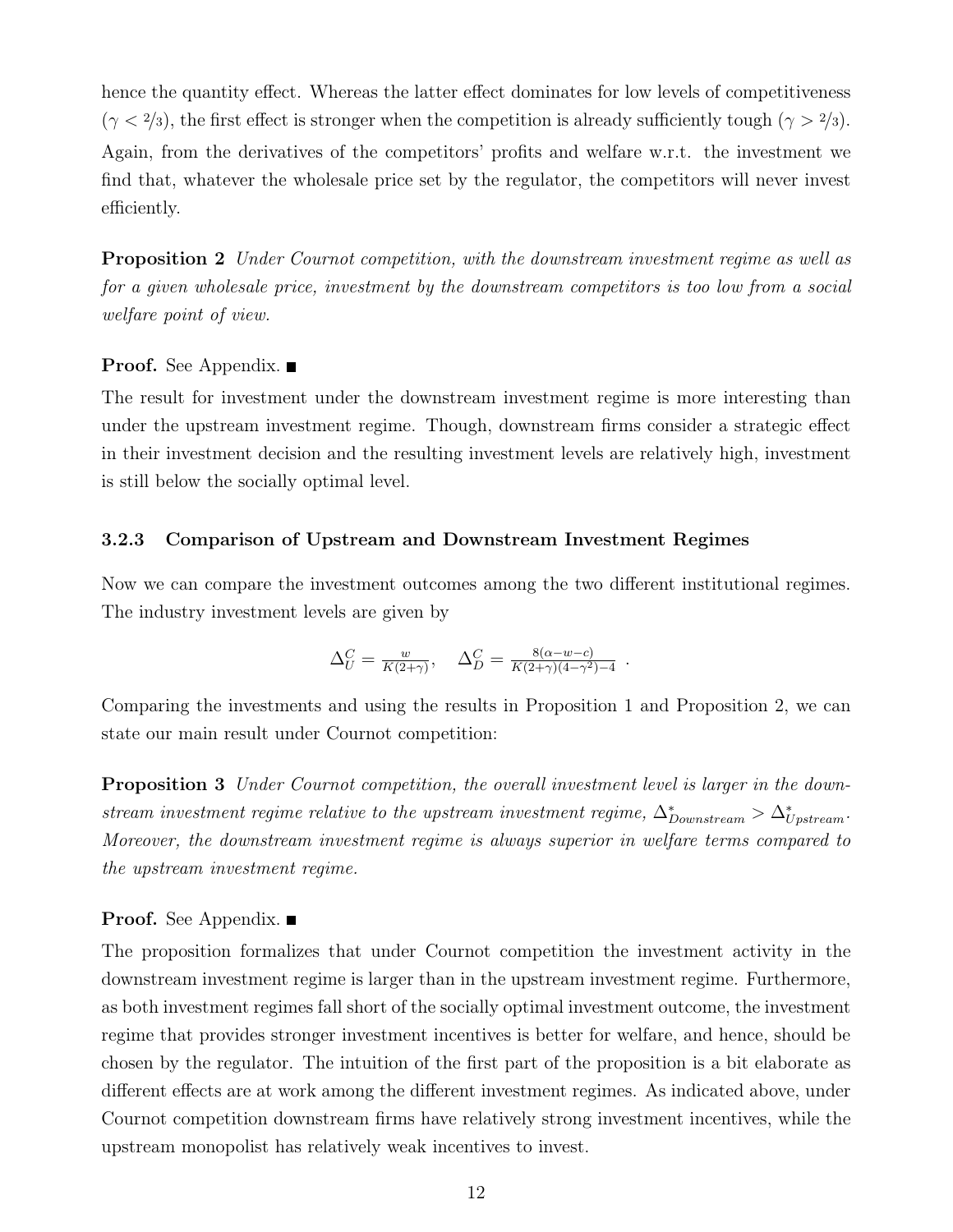hence the quantity effect. Whereas the latter effect dominates for low levels of competitiveness ($\gamma < 2/3$), the first effect is stronger when the competition is already sufficiently tough ($\gamma > 2/3$). Again, from the derivatives of the competitors' profits and welfare w.r.t. the investment we find that, whatever the wholesale price set by the regulator, the competitors will never invest efficiently.

**Proposition 2** *Under Cournot competition, with the downstream investment regime as well as for a given wholesale price, investment by the downstream competitors is too low from a social welfare point of view.*

**Proof.** See Appendix. ∎

The result for investment under the downstream investment regime is more interesting than under the upstream investment regime. Though, downstream firms consider a strategic effect in their investment decision and the resulting investment levels are relatively high, investment is still below the socially optimal level.

### 3.2.3 Comparison of Upstream and Downstream Investment Regimes

Now we can compare the investment outcomes among the two different institutional regimes. The industry investment levels are given by

$$\Delta_U^C = \frac{w}{K(2+\gamma)}, \quad \Delta_D^C = \frac{8(\alpha - w - c)}{K(2+\gamma)(4-\gamma^2)-4} \ .$$

Comparing the investments and using the results in Proposition 1 and Proposition 2, we can state our main result under Cournot competition:

**Proposition 3** *Under Cournot competition, the overall investment level is larger in the downstream investment regime relative to the upstream investment regime, $\Delta^*_{Downstream} > \Delta^*_{Upstream}$. Moreover, the downstream investment regime is always superior in welfare terms compared to the upstream investment regime.*

**Proof.** See Appendix. ∎

The proposition formalizes that under Cournot competition the investment activity in the downstream investment regime is larger than in the upstream investment regime. Furthermore, as both investment regimes fall short of the socially optimal investment outcome, the investment regime that provides stronger investment incentives is better for welfare, and hence, should be chosen by the regulator. The intuition of the first part of the proposition is a bit elaborate as different effects are at work among the different investment regimes. As indicated above, under Cournot competition downstream firms have relatively strong investment incentives, while the upstream monopolist has relatively weak incentives to invest.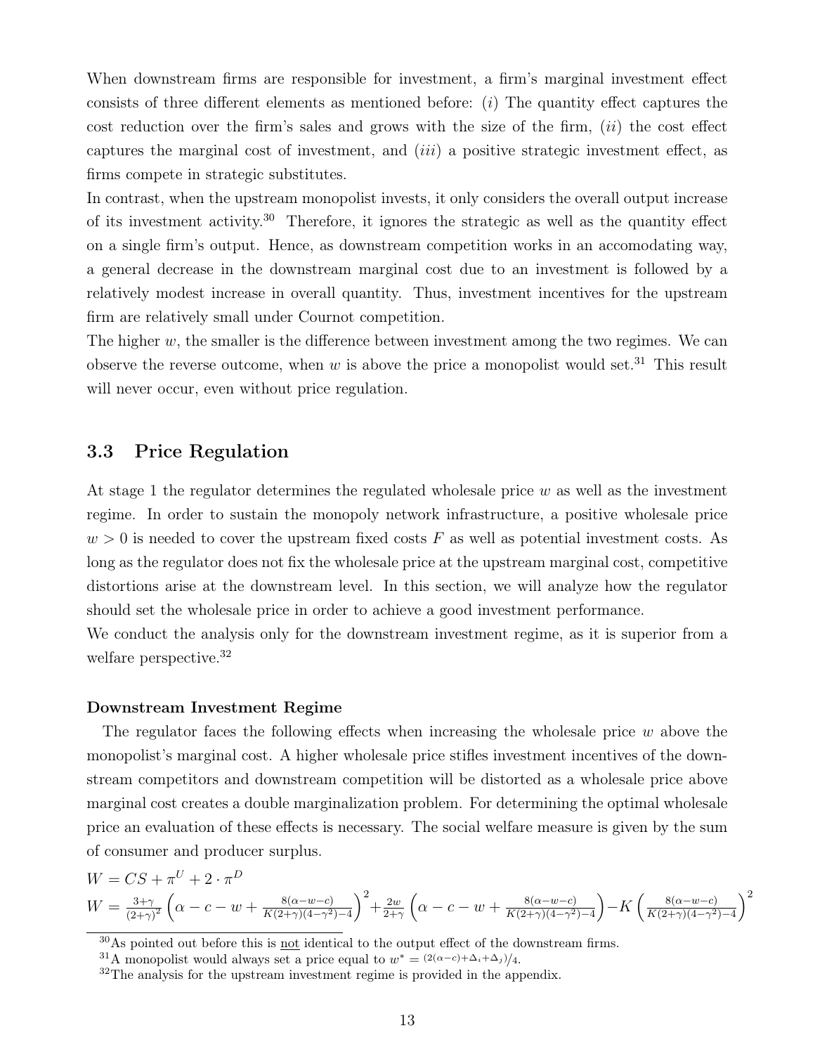When downstream firms are responsible for investment, a firm's marginal investment effect consists of three different elements as mentioned before: (*i*) The quantity effect captures the cost reduction over the firm's sales and grows with the size of the firm, (*ii*) the cost effect captures the marginal cost of investment, and (*iii*) a positive strategic investment effect, as firms compete in strategic substitutes.

In contrast, when the upstream monopolist invests, it only considers the overall output increase of its investment activity.[30] Therefore, it ignores the strategic as well as the quantity effect on a single firm's output. Hence, as downstream competition works in an accomodating way, a general decrease in the downstream marginal cost due to an investment is followed by a relatively modest increase in overall quantity. Thus, investment incentives for the upstream firm are relatively small under Cournot competition.

The higher $w$, the smaller is the difference between investment among the two regimes. We can observe the reverse outcome, when $w$ is above the price a monopolist would set.[31] This result will never occur, even without price regulation.

## 3.3 Price Regulation

At stage 1 the regulator determines the regulated wholesale price $w$ as well as the investment regime. In order to sustain the monopoly network infrastructure, a positive wholesale price $w > 0$ is needed to cover the upstream fixed costs $F$ as well as potential investment costs. As long as the regulator does not fix the wholesale price at the upstream marginal cost, competitive distortions arise at the downstream level. In this section, we will analyze how the regulator should set the wholesale price in order to achieve a good investment performance.

We conduct the analysis only for the downstream investment regime, as it is superior from a welfare perspective.[32]

**Downstream Investment Regime**

The regulator faces the following effects when increasing the wholesale price $w$ above the monopolist's marginal cost. A higher wholesale price stifles investment incentives of the downstream competitors and downstream competition will be distorted as a wholesale price above marginal cost creates a double marginalization problem. For determining the optimal wholesale price an evaluation of these effects is necessary. The social welfare measure is given by the sum of consumer and producer surplus.

$$W = CS + \pi^U + 2 \cdot \pi^D$$

$$W = \frac{3+\gamma}{(2+\gamma)^2}\left(\alpha - c - w + \frac{8(\alpha-w-c)}{K(2+\gamma)(4-\gamma^2)-4}\right)^2 + \frac{2w}{2+\gamma}\left(\alpha - c - w + \frac{8(\alpha-w-c)}{K(2+\gamma)(4-\gamma^2)-4}\right) - K\left(\frac{8(\alpha-w-c)}{K(2+\gamma)(4-\gamma^2)-4}\right)^2$$

[30] As pointed out before this is not identical to the output effect of the downstream firms.

[31] A monopolist would always set a price equal to $w^* = (2(\alpha-c)+\Delta_i+\Delta_j)/4$.

[32] The analysis for the upstream investment regime is provided in the appendix.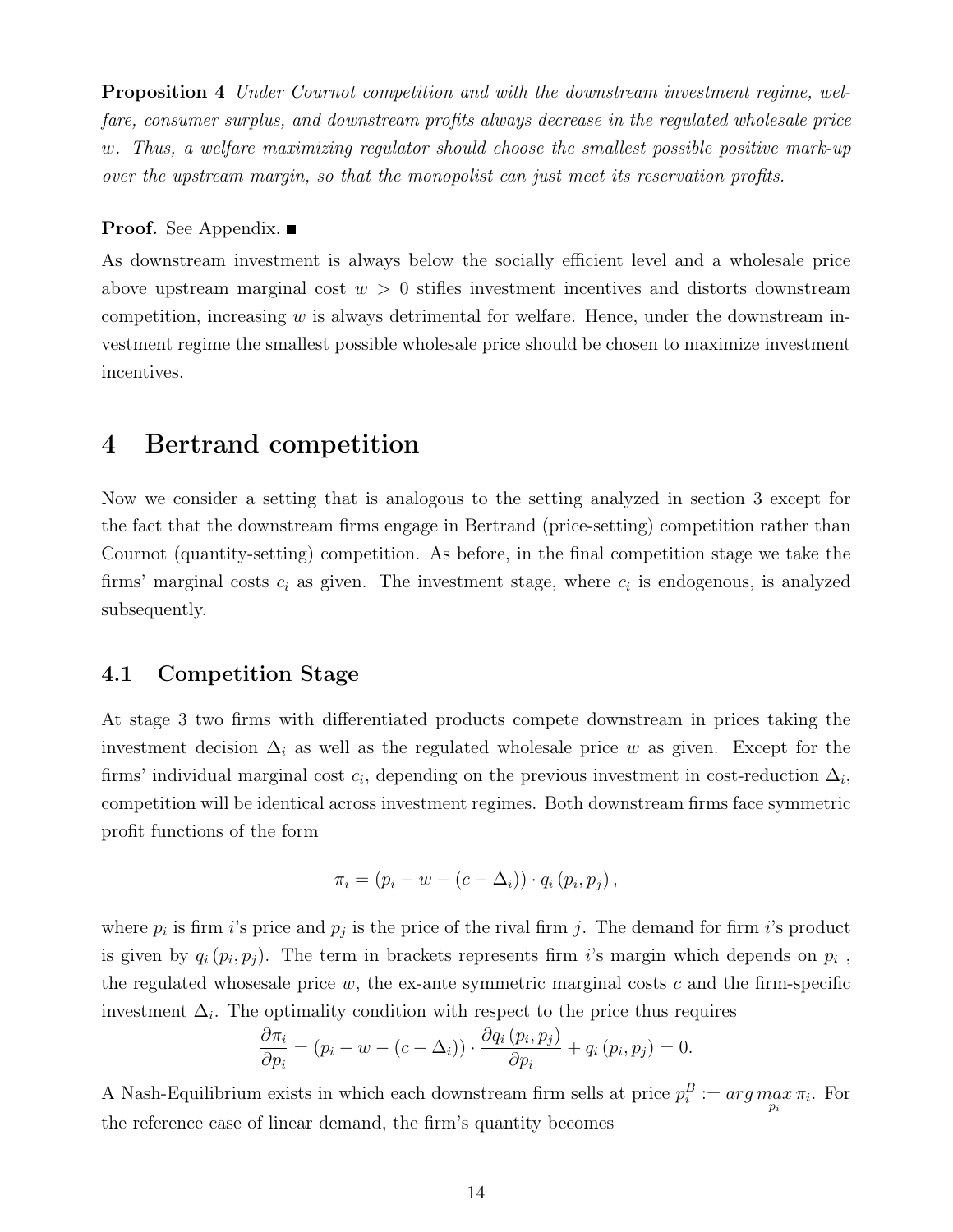**Proposition 4** *Under Cournot competition and with the downstream investment regime, welfare, consumer surplus, and downstream profits always decrease in the regulated wholesale price $w$. Thus, a welfare maximizing regulator should choose the smallest possible positive mark-up over the upstream margin, so that the monopolist can just meet its reservation profits.*

**Proof.** See Appendix. ■

As downstream investment is always below the socially efficient level and a wholesale price above upstream marginal cost $w > 0$ stifles investment incentives and distorts downstream competition, increasing $w$ is always detrimental for welfare. Hence, under the downstream investment regime the smallest possible wholesale price should be chosen to maximize investment incentives.

# 4 Bertrand competition

Now we consider a setting that is analogous to the setting analyzed in section 3 except for the fact that the downstream firms engage in Bertrand (price-setting) competition rather than Cournot (quantity-setting) competition. As before, in the final competition stage we take the firms' marginal costs $c_i$ as given. The investment stage, where $c_i$ is endogenous, is analyzed subsequently.

## 4.1 Competition Stage

At stage 3 two firms with differentiated products compete downstream in prices taking the investment decision $\Delta_i$ as well as the regulated wholesale price $w$ as given. Except for the firms' individual marginal cost $c_i$, depending on the previous investment in cost-reduction $\Delta_i$, competition will be identical across investment regimes. Both downstream firms face symmetric profit functions of the form

$$\pi_i = (p_i - w - (c - \Delta_i)) \cdot q_i(p_i, p_j),$$

where $p_i$ is firm $i$'s price and $p_j$ is the price of the rival firm $j$. The demand for firm $i$'s product is given by $q_i(p_i, p_j)$. The term in brackets represents firm $i$'s margin which depends on $p_i$, the regulated whosesale price $w$, the ex-ante symmetric marginal costs $c$ and the firm-specific investment $\Delta_i$. The optimality condition with respect to the price thus requires

$$\frac{\partial \pi_i}{\partial p_i} = (p_i - w - (c - \Delta_i)) \cdot \frac{\partial q_i(p_i, p_j)}{\partial p_i} + q_i(p_i, p_j) = 0.$$

A Nash-Equilibrium exists in which each downstream firm sells at price $p_i^B := arg \max_{p_i} \pi_i$. For the reference case of linear demand, the firm's quantity becomes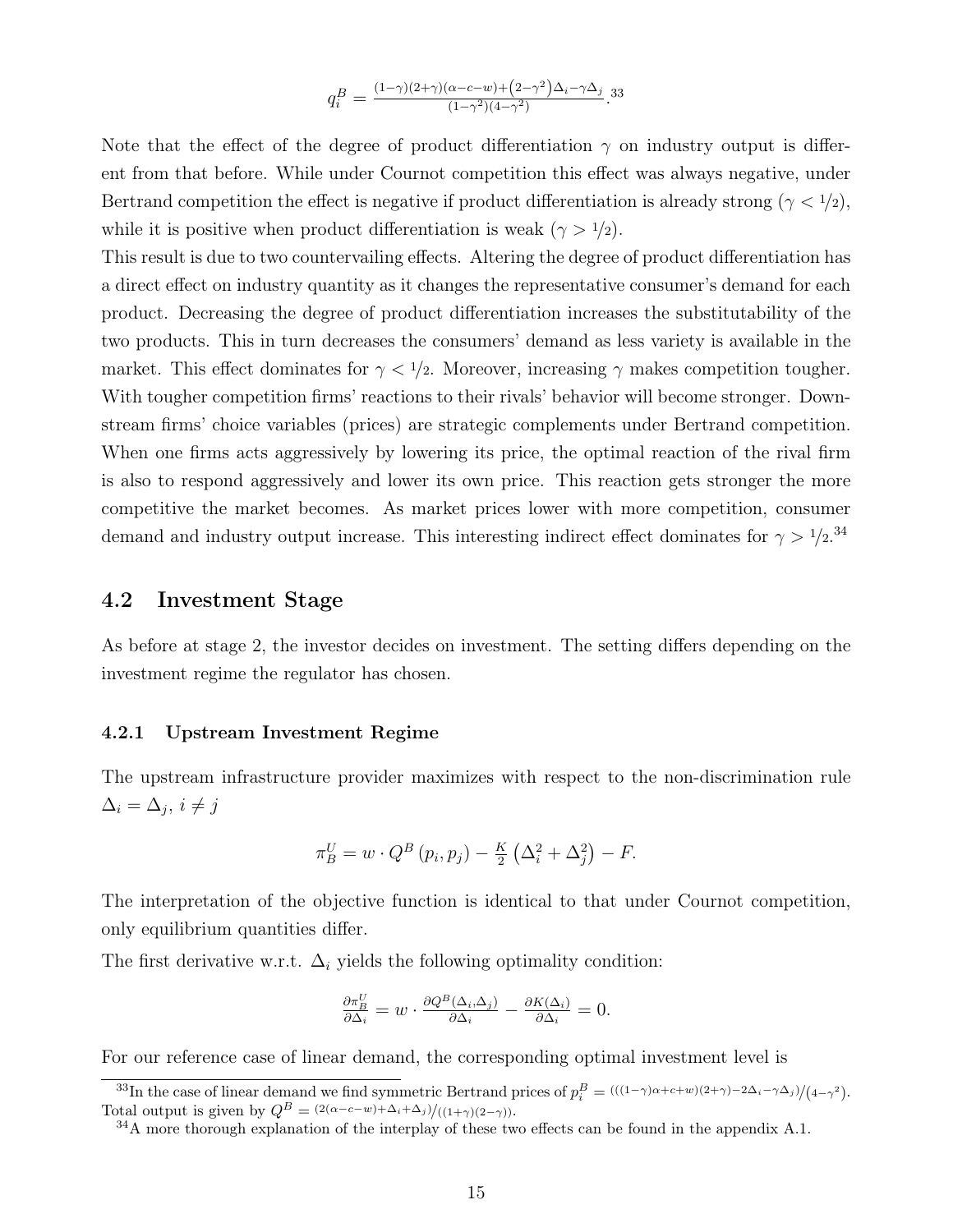$$q_i^B = \frac{(1-\gamma)(2+\gamma)(\alpha-c-w)+\left(2-\gamma^2\right)\Delta_i-\gamma\Delta_j}{(1-\gamma^2)(4-\gamma^2)}.$$[33]

Note that the effect of the degree of product differentiation $\gamma$ on industry output is different from that before. While under Cournot competition this effect was always negative, under Bertrand competition the effect is negative if product differentiation is already strong ($\gamma < 1/2$), while it is positive when product differentiation is weak ($\gamma > 1/2$).

This result is due to two countervailing effects. Altering the degree of product differentiation has a direct effect on industry quantity as it changes the representative consumer's demand for each product. Decreasing the degree of product differentiation increases the substitutability of the two products. This in turn decreases the consumers' demand as less variety is available in the market. This effect dominates for $\gamma < 1/2$. Moreover, increasing $\gamma$ makes competition tougher. With tougher competition firms' reactions to their rivals' behavior will become stronger. Downstream firms' choice variables (prices) are strategic complements under Bertrand competition. When one firms acts aggressively by lowering its price, the optimal reaction of the rival firm is also to respond aggressively and lower its own price. This reaction gets stronger the more competitive the market becomes. As market prices lower with more competition, consumer demand and industry output increase. This interesting indirect effect dominates for $\gamma > 1/2$.[34]

## 4.2 Investment Stage

As before at stage 2, the investor decides on investment. The setting differs depending on the investment regime the regulator has chosen.

### 4.2.1 Upstream Investment Regime

The upstream infrastructure provider maximizes with respect to the non-discrimination rule $\Delta_i = \Delta_j,\ i \neq j$

$$\pi_B^U = w \cdot Q^B\left(p_i, p_j\right) - \tfrac{K}{2}\left(\Delta_i^2 + \Delta_j^2\right) - F.$$

The interpretation of the objective function is identical to that under Cournot competition, only equilibrium quantities differ.

The first derivative w.r.t. $\Delta_i$ yields the following optimality condition:

$$\frac{\partial \pi_B^U}{\partial \Delta_i} = w \cdot \frac{\partial Q^B(\Delta_i,\Delta_j)}{\partial \Delta_i} - \frac{\partial K(\Delta_i)}{\partial \Delta_i} = 0.$$

For our reference case of linear demand, the corresponding optimal investment level is

[33] In the case of linear demand we find symmetric Bertrand prices of $p_i^B = \left(((1-\gamma)\alpha+c+w)(2+\gamma)-2\Delta_i-\gamma\Delta_j\right)/\left(4-\gamma^2\right)$. Total output is given by $Q^B = \left(2(\alpha-c-w)+\Delta_i+\Delta_j\right)/\left((1+\gamma)(2-\gamma)\right)$.

[34] A more thorough explanation of the interplay of these two effects can be found in the appendix A.1.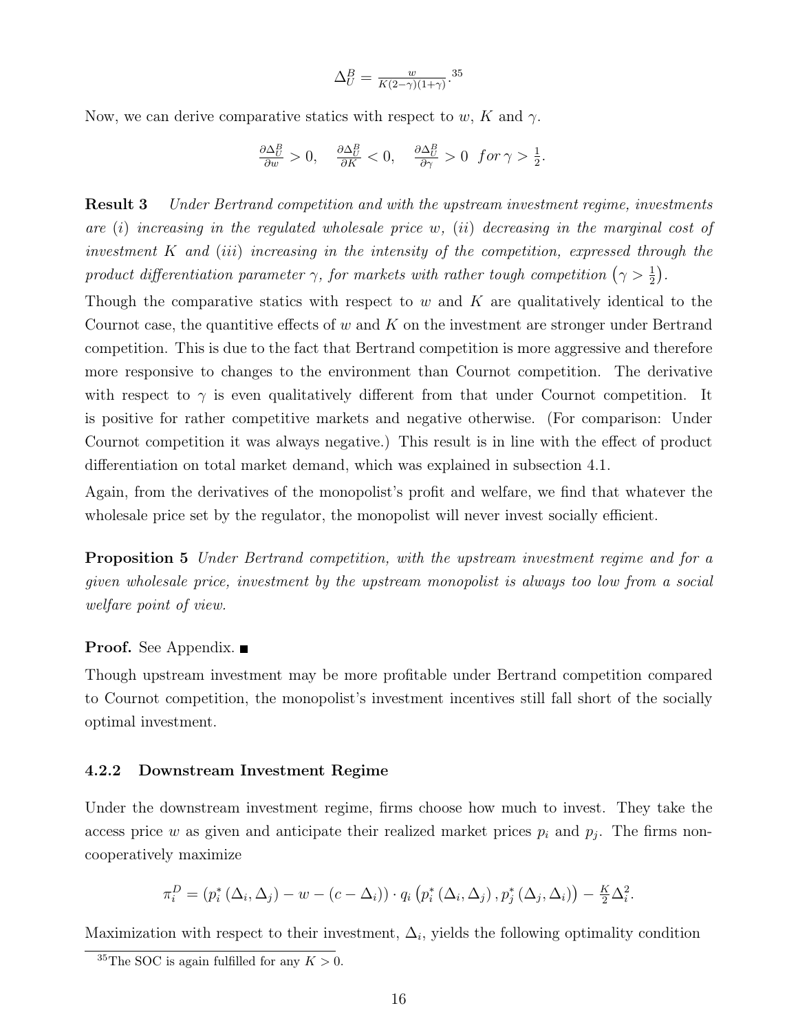$$\Delta_U^B = \frac{w}{K(2-\gamma)(1+\gamma)}.$$[35]

Now, we can derive comparative statics with respect to $w$, $K$ and $\gamma$.

$$\frac{\partial \Delta_U^B}{\partial w} > 0, \quad \frac{\partial \Delta_U^B}{\partial K} < 0, \quad \frac{\partial \Delta_U^B}{\partial \gamma} > 0 \;\; for\, \gamma > \tfrac{1}{2}.$$

**Result 3** *Under Bertrand competition and with the upstream investment regime, investments are (i) increasing in the regulated wholesale price $w$, (ii) decreasing in the marginal cost of investment $K$ and (iii) increasing in the intensity of the competition, expressed through the product differentiation parameter $\gamma$, for markets with rather tough competition $\left(\gamma > \frac{1}{2}\right)$.*

Though the comparative statics with respect to $w$ and $K$ are qualitatively identical to the Cournot case, the quantitive effects of $w$ and $K$ on the investment are stronger under Bertrand competition. This is due to the fact that Bertrand competition is more aggressive and therefore more responsive to changes to the environment than Cournot competition. The derivative with respect to $\gamma$ is even qualitatively different from that under Cournot competition. It is positive for rather competitive markets and negative otherwise. (For comparison: Under Cournot competition it was always negative.) This result is in line with the effect of product differentiation on total market demand, which was explained in subsection 4.1.

Again, from the derivatives of the monopolist's profit and welfare, we find that whatever the wholesale price set by the regulator, the monopolist will never invest socially efficient.

**Proposition 5** *Under Bertrand competition, with the upstream investment regime and for a given wholesale price, investment by the upstream monopolist is always too low from a social welfare point of view.*

**Proof.** See Appendix. ■

Though upstream investment may be more profitable under Bertrand competition compared to Cournot competition, the monopolist's investment incentives still fall short of the socially optimal investment.

### 4.2.2 Downstream Investment Regime

Under the downstream investment regime, firms choose how much to invest. They take the access price $w$ as given and anticipate their realized market prices $p_i$ and $p_j$. The firms non-cooperatively maximize

$$\pi_i^D = \left(p_i^*\left(\Delta_i, \Delta_j\right) - w - (c - \Delta_i)\right) \cdot q_i\left(p_i^*\left(\Delta_i, \Delta_j\right), p_j^*\left(\Delta_j, \Delta_i\right)\right) - \tfrac{K}{2}\Delta_i^2.$$

Maximization with respect to their investment, $\Delta_i$, yields the following optimality condition

[35] The SOC is again fulfilled for any $K > 0$.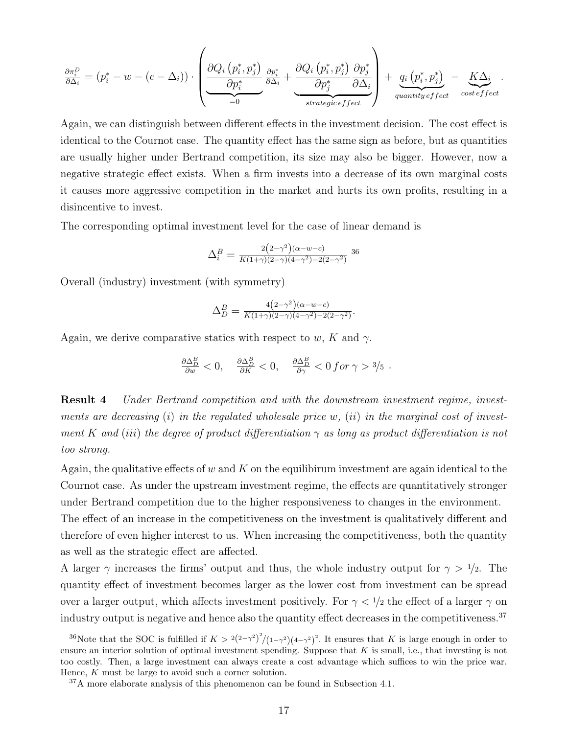$$\frac{\partial \pi_i^D}{\partial \Delta_i} = \left(p_i^* - w - (c - \Delta_i)\right) \cdot \left( \underbrace{\frac{\partial Q_i\left(p_i^*, p_j^*\right)}{\partial p_i^*}}_{=0} \frac{\partial p_i^*}{\partial \Delta_i} + \underbrace{\frac{\partial Q_i\left(p_i^*, p_j^*\right)}{\partial p_j^*} \frac{\partial p_j^*}{\partial \Delta_i}}_{strategic\, effect} \right) + \underbrace{q_i\left(p_i^*, p_j^*\right)}_{quantity\, effect} - \underbrace{K\Delta_i}_{cost\, effect}.$$

Again, we can distinguish between different effects in the investment decision. The cost effect is identical to the Cournot case. The quantity effect has the same sign as before, but as quantities are usually higher under Bertrand competition, its size may also be bigger. However, now a negative strategic effect exists. When a firm invests into a decrease of its own marginal costs it causes more aggressive competition in the market and hurts its own profits, resulting in a disincentive to invest.

The corresponding optimal investment level for the case of linear demand is

$$\Delta_i^B = \frac{2\left(2-\gamma^2\right)(\alpha - w - c)}{K(1+\gamma)(2-\gamma)(4-\gamma^2) - 2(2-\gamma^2)} \text{ [36]}$$

Overall (industry) investment (with symmetry)

$$\Delta_D^B = \frac{4\left(2-\gamma^2\right)(\alpha - w - c)}{K(1+\gamma)(2-\gamma)(4-\gamma^2) - 2(2-\gamma^2)}.$$

Again, we derive comparative statics with respect to $w$, $K$ and $\gamma$.

$$\frac{\partial \Delta_D^B}{\partial w} < 0, \quad \frac{\partial \Delta_D^B}{\partial K} < 0, \quad \frac{\partial \Delta_D^B}{\partial \gamma} < 0 \, for\, \gamma > 3/5 \;.$$

**Result 4** *Under Bertrand competition and with the downstream investment regime, investments are decreasing (i) in the regulated wholesale price $w$, (ii) in the marginal cost of investment $K$ and (iii) the degree of product differentiation $\gamma$ as long as product differentiation is not too strong.*

Again, the qualitative effects of $w$ and $K$ on the equilibirum investment are again identical to the Cournot case. As under the upstream investment regime, the effects are quantitatively stronger under Bertrand competition due to the higher responsiveness to changes in the environment.

The effect of an increase in the competitiveness on the investment is qualitatively different and therefore of even higher interest to us. When increasing the competitiveness, both the quantity as well as the strategic effect are affected.

A larger $\gamma$ increases the firms' output and thus, the whole industry output for $\gamma > 1/2$. The quantity effect of investment becomes larger as the lower cost from investment can be spread over a larger output, which affects investment positively. For $\gamma < 1/2$ the effect of a larger $\gamma$ on industry output is negative and hence also the quantity effect decreases in the competitiveness.[37]

[36] Note that the SOC is fulfilled if $K > 2\left(2-\gamma^2\right)^2/\left(1-\gamma^2\right)\left(4-\gamma^2\right)^2$. It ensures that $K$ is large enough in order to ensure an interior solution of optimal investment spending. Suppose that $K$ is small, i.e., that investing is not too costly. Then, a large investment can always create a cost advantage which suffices to win the price war. Hence, $K$ must be large to avoid such a corner solution.

[37] A more elaborate analysis of this phenomenon can be found in Subsection 4.1.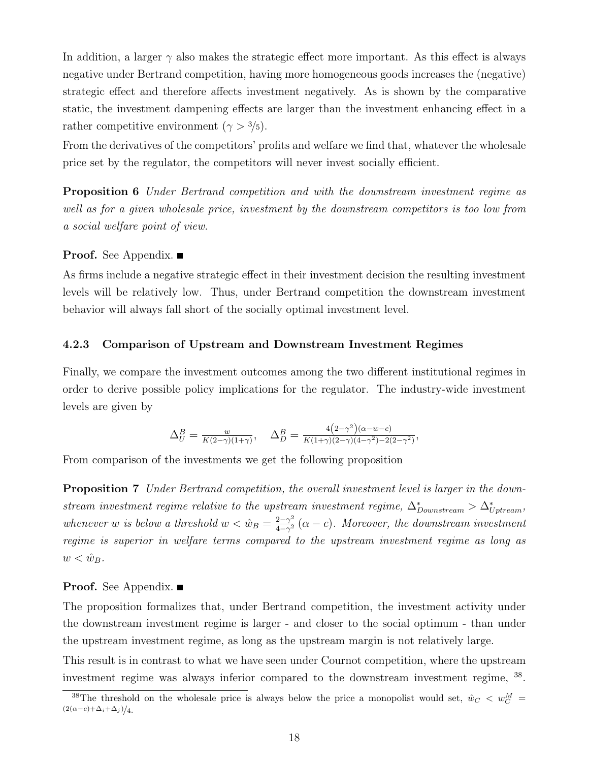In addition, a larger $\gamma$ also makes the strategic effect more important. As this effect is always negative under Bertrand competition, having more homogeneous goods increases the (negative) strategic effect and therefore affects investment negatively. As is shown by the comparative static, the investment dampening effects are larger than the investment enhancing effect in a rather competitive environment ($\gamma > 3/5$).

From the derivatives of the competitors' profits and welfare we find that, whatever the wholesale price set by the regulator, the competitors will never invest socially efficient.

**Proposition 6** *Under Bertrand competition and with the downstream investment regime as well as for a given wholesale price, investment by the downstream competitors is too low from a social welfare point of view.*

**Proof.** See Appendix. ■

As firms include a negative strategic effect in their investment decision the resulting investment levels will be relatively low. Thus, under Bertrand competition the downstream investment behavior will always fall short of the socially optimal investment level.

### 4.2.3 Comparison of Upstream and Downstream Investment Regimes

Finally, we compare the investment outcomes among the two different institutional regimes in order to derive possible policy implications for the regulator. The industry-wide investment levels are given by

$$\Delta_U^B = \frac{w}{K(2-\gamma)(1+\gamma)}, \quad \Delta_D^B = \frac{4\left(2-\gamma^2\right)(\alpha-w-c)}{K(1+\gamma)(2-\gamma)(4-\gamma^2)-2(2-\gamma^2)},$$

From comparison of the investments we get the following proposition

**Proposition 7** *Under Bertrand competition, the overall investment level is larger in the downstream investment regime relative to the upstream investment regime, $\Delta^*_{Downstream} > \Delta^*_{Uptream}$, whenever $w$ is below a threshold $w < \hat{w}_B = \frac{2-\gamma^2}{4-\gamma^2}(\alpha - c)$. Moreover, the downstream investment regime is superior in welfare terms compared to the upstream investment regime as long as $w < \hat{w}_B$.*

**Proof.** See Appendix. ■

The proposition formalizes that, under Bertrand competition, the investment activity under the downstream investment regime is larger - and closer to the social optimum - than under the upstream investment regime, as long as the upstream margin is not relatively large.

This result is in contrast to what we have seen under Cournot competition, where the upstream investment regime was always inferior compared to the downstream investment regime, [38].

[38] The threshold on the wholesale price is always below the price a monopolist would set, $\hat{w}_C < w_C^M = (2(\alpha-c)+\Delta_i+\Delta_j)/4$.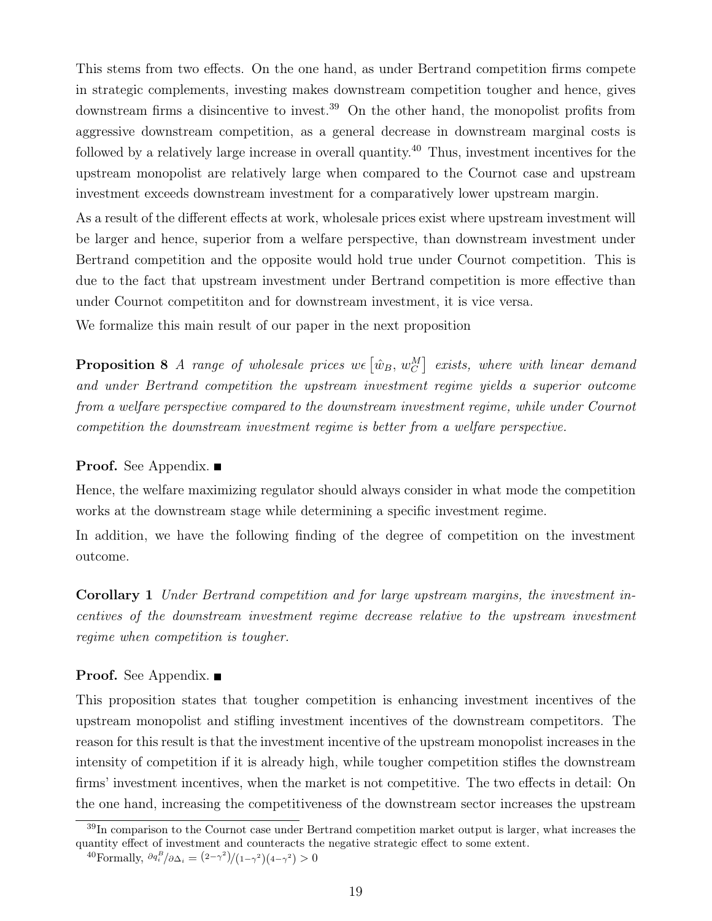This stems from two effects. On the one hand, as under Bertrand competition firms compete in strategic complements, investing makes downstream competition tougher and hence, gives downstream firms a disincentive to invest.[39] On the other hand, the monopolist profits from aggressive downstream competition, as a general decrease in downstream marginal costs is followed by a relatively large increase in overall quantity.[40] Thus, investment incentives for the upstream monopolist are relatively large when compared to the Cournot case and upstream investment exceeds downstream investment for a comparatively lower upstream margin.

As a result of the different effects at work, wholesale prices exist where upstream investment will be larger and hence, superior from a welfare perspective, than downstream investment under Bertrand competition and the opposite would hold true under Cournot competition. This is due to the fact that upstream investment under Bertrand competition is more effective than under Cournot competititon and for downstream investment, it is vice versa.

We formalize this main result of our paper in the next proposition

**Proposition 8** *A range of wholesale prices* $w\epsilon \left[\hat{w}_B, w_C^M\right]$ *exists, where with linear demand and under Bertrand competition the upstream investment regime yields a superior outcome from a welfare perspective compared to the downstream investment regime, while under Cournot competition the downstream investment regime is better from a welfare perspective.*

**Proof.** See Appendix. ■

Hence, the welfare maximizing regulator should always consider in what mode the competition works at the downstream stage while determining a specific investment regime.

In addition, we have the following finding of the degree of competition on the investment outcome.

**Corollary 1** *Under Bertrand competition and for large upstream margins, the investment incentives of the downstream investment regime decrease relative to the upstream investment regime when competition is tougher.*

**Proof.** See Appendix. ■

This proposition states that tougher competition is enhancing investment incentives of the upstream monopolist and stifling investment incentives of the downstream competitors. The reason for this result is that the investment incentive of the upstream monopolist increases in the intensity of competition if it is already high, while tougher competition stifles the downstream firms' investment incentives, when the market is not competitive. The two effects in detail: On the one hand, increasing the competitiveness of the downstream sector increases the upstream

[39] In comparison to the Cournot case under Bertrand competition market output is larger, what increases the quantity effect of investment and counteracts the negative strategic effect to some extent.

[40] Formally, $\partial q_i^B / \partial \Delta_i = (2-\gamma^2)/(1-\gamma^2)(4-\gamma^2) > 0$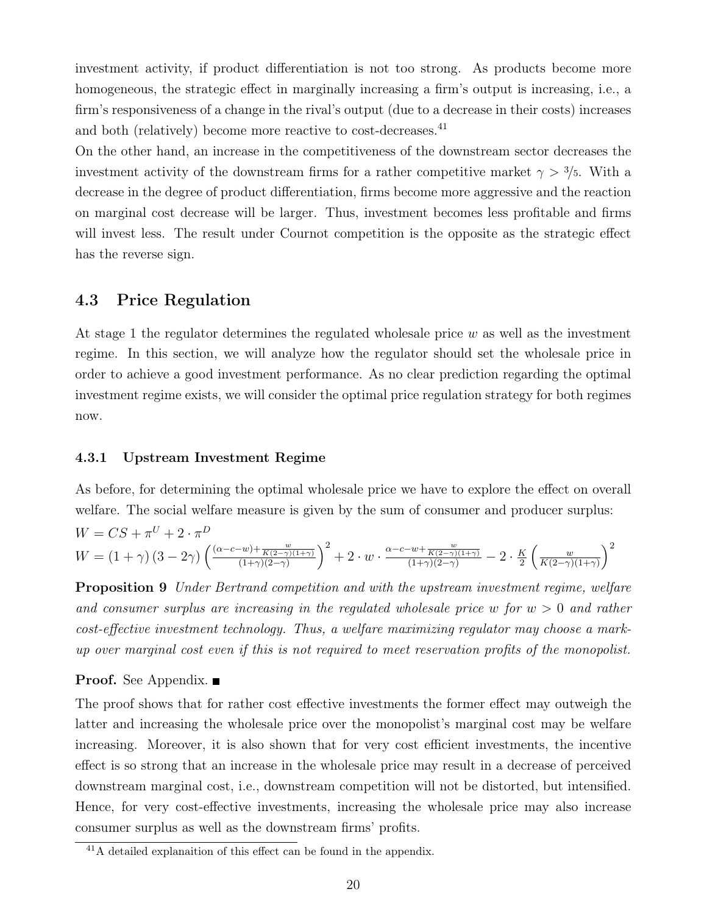investment activity, if product differentiation is not too strong. As products become more homogeneous, the strategic effect in marginally increasing a firm's output is increasing, i.e., a firm's responsiveness of a change in the rival's output (due to a decrease in their costs) increases and both (relatively) become more reactive to cost-decreases.[41]

On the other hand, an increase in the competitiveness of the downstream sector decreases the investment activity of the downstream firms for a rather competitive market $\gamma > 3/5$. With a decrease in the degree of product differentiation, firms become more aggressive and the reaction on marginal cost decrease will be larger. Thus, investment becomes less profitable and firms will invest less. The result under Cournot competition is the opposite as the strategic effect has the reverse sign.

## 4.3 Price Regulation

At stage 1 the regulator determines the regulated wholesale price $w$ as well as the investment regime. In this section, we will analyze how the regulator should set the wholesale price in order to achieve a good investment performance. As no clear prediction regarding the optimal investment regime exists, we will consider the optimal price regulation strategy for both regimes now.

### 4.3.1 Upstream Investment Regime

As before, for determining the optimal wholesale price we have to explore the effect on overall welfare. The social welfare measure is given by the sum of consumer and producer surplus:

$$W = CS + \pi^U + 2 \cdot \pi^D$$

$$W = (1+\gamma)(3-2\gamma)\left(\frac{(\alpha-c-w)+\frac{w}{K(2-\gamma)(1+\gamma)}}{(1+\gamma)(2-\gamma)}\right)^2 + 2 \cdot w \cdot \frac{\alpha-c-w+\frac{w}{K(2-\gamma)(1+\gamma)}}{(1+\gamma)(2-\gamma)} - 2 \cdot \frac{K}{2}\left(\frac{w}{K(2-\gamma)(1+\gamma)}\right)^2$$

**Proposition 9** *Under Bertrand competition and with the upstream investment regime, welfare and consumer surplus are increasing in the regulated wholesale price $w$ for $w > 0$ and rather cost-effective investment technology. Thus, a welfare maximizing regulator may choose a mark-up over marginal cost even if this is not required to meet reservation profits of the monopolist.*

**Proof.** See Appendix. ■

The proof shows that for rather cost effective investments the former effect may outweigh the latter and increasing the wholesale price over the monopolist's marginal cost may be welfare increasing. Moreover, it is also shown that for very cost efficient investments, the incentive effect is so strong that an increase in the wholesale price may result in a decrease of perceived downstream marginal cost, i.e., downstream competition will not be distorted, but intensified. Hence, for very cost-effective investments, increasing the wholesale price may also increase consumer surplus as well as the downstream firms' profits.

[41] A detailed explanaition of this effect can be found in the appendix.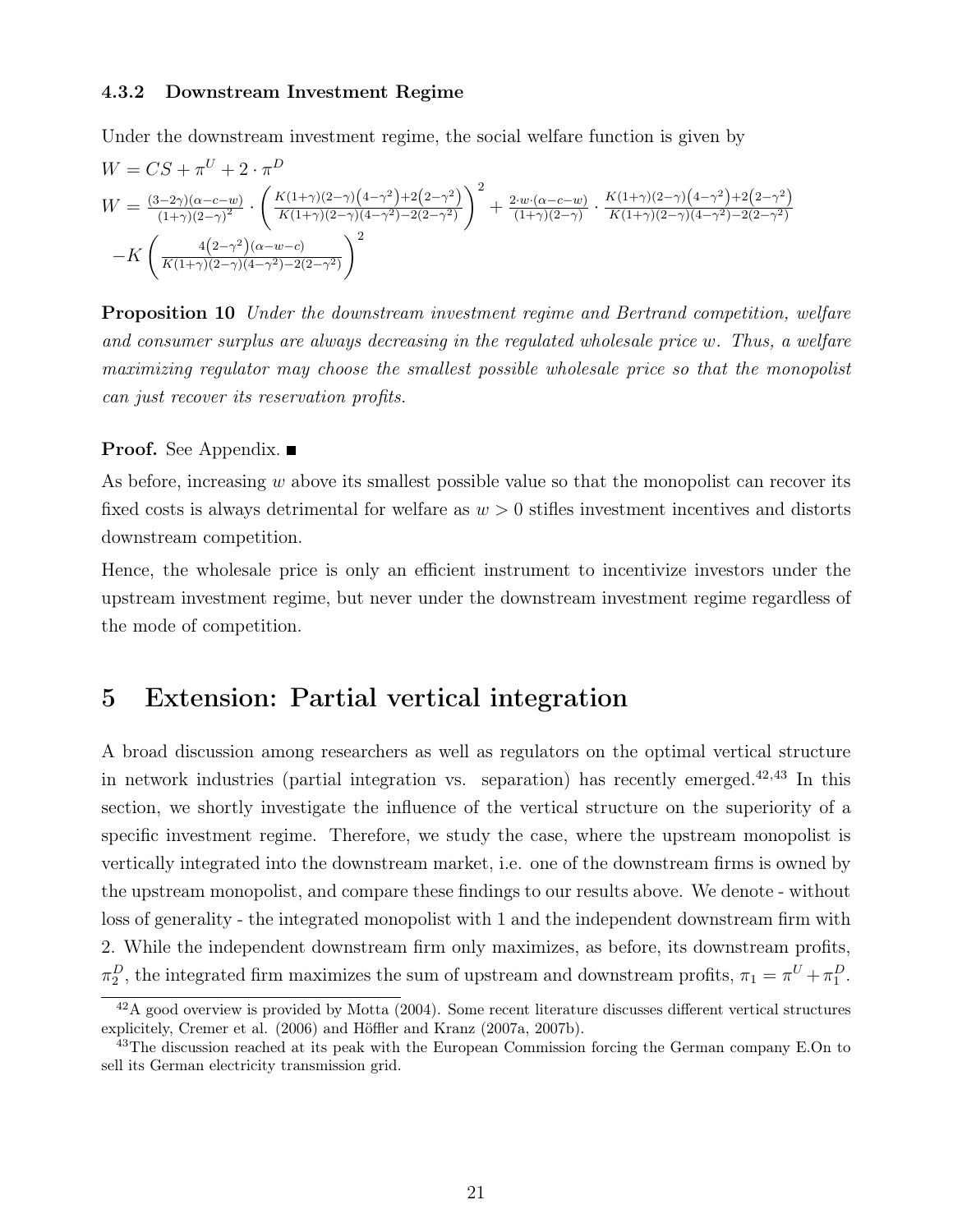### 4.3.2 Downstream Investment Regime

Under the downstream investment regime, the social welfare function is given by

$$W = CS + \pi^U + 2 \cdot \pi^D$$

$$W = \frac{(3-2\gamma)(\alpha-c-w)}{(1+\gamma)(2-\gamma)^2} \cdot \left( \frac{K(1+\gamma)(2-\gamma)\left(4-\gamma^2\right)+2\left(2-\gamma^2\right)}{K(1+\gamma)(2-\gamma)(4-\gamma^2)-2(2-\gamma^2)} \right)^2 + \frac{2 \cdot w \cdot (\alpha-c-w)}{(1+\gamma)(2-\gamma)} \cdot \frac{K(1+\gamma)(2-\gamma)\left(4-\gamma^2\right)+2\left(2-\gamma^2\right)}{K(1+\gamma)(2-\gamma)(4-\gamma^2)-2(2-\gamma^2)}$$

$$-K \left( \frac{4\left(2-\gamma^2\right)(\alpha-w-c)}{K(1+\gamma)(2-\gamma)(4-\gamma^2)-2(2-\gamma^2)} \right)^2$$

**Proposition 10** *Under the downstream investment regime and Bertrand competition, welfare and consumer surplus are always decreasing in the regulated wholesale price $w$. Thus, a welfare maximizing regulator may choose the smallest possible wholesale price so that the monopolist can just recover its reservation profits.*

**Proof.** See Appendix. ■

As before, increasing $w$ above its smallest possible value so that the monopolist can recover its fixed costs is always detrimental for welfare as $w > 0$ stifles investment incentives and distorts downstream competition.

Hence, the wholesale price is only an efficient instrument to incentivize investors under the upstream investment regime, but never under the downstream investment regime regardless of the mode of competition.

# 5 Extension: Partial vertical integration

A broad discussion among researchers as well as regulators on the optimal vertical structure in network industries (partial integration vs. separation) has recently emerged.[42,43] In this section, we shortly investigate the influence of the vertical structure on the superiority of a specific investment regime. Therefore, we study the case, where the upstream monopolist is vertically integrated into the downstream market, i.e. one of the downstream firms is owned by the upstream monopolist, and compare these findings to our results above. We denote - without loss of generality - the integrated monopolist with 1 and the independent downstream firm with 2. While the independent downstream firm only maximizes, as before, its downstream profits, $\pi_2^D$, the integrated firm maximizes the sum of upstream and downstream profits, $\pi_1 = \pi^U + \pi_1^D$.

[42] A good overview is provided by Motta (2004). Some recent literature discusses different vertical structures explicitely, Cremer et al. (2006) and Höffler and Kranz (2007a, 2007b).

[43] The discussion reached at its peak with the European Commission forcing the German company E.On to sell its German electricity transmission grid.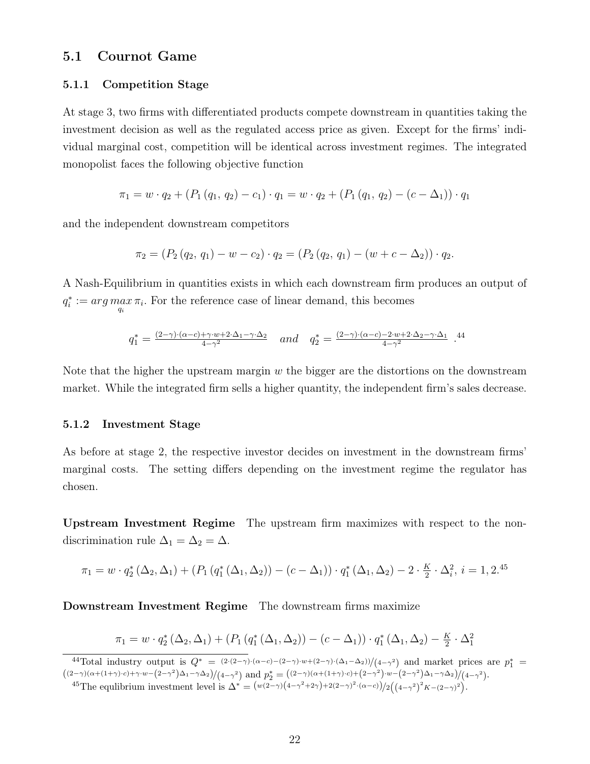## 5.1 Cournot Game

### 5.1.1 Competition Stage

At stage 3, two firms with differentiated products compete downstream in quantities taking the investment decision as well as the regulated access price as given. Except for the firms' individual marginal cost, competition will be identical across investment regimes. The integrated monopolist faces the following objective function

$$\pi_1 = w \cdot q_2 + (P_1(q_1, q_2) - c_1) \cdot q_1 = w \cdot q_2 + (P_1(q_1, q_2) - (c - \Delta_1)) \cdot q_1$$

and the independent downstream competitors

$$\pi_2 = (P_2(q_2, q_1) - w - c_2) \cdot q_2 = (P_2(q_2, q_1) - (w + c - \Delta_2)) \cdot q_2.$$

A Nash-Equilibrium in quantities exists in which each downstream firm produces an output of $q_i^* := arg\max_{q_i} \pi_i$. For the reference case of linear demand, this becomes

$$q_1^* = \frac{(2-\gamma)\cdot(\alpha - c) + \gamma \cdot w + 2 \cdot \Delta_1 - \gamma \cdot \Delta_2}{4-\gamma^2} \quad and \quad q_2^* = \frac{(2-\gamma)\cdot(\alpha - c) - 2 \cdot w + 2 \cdot \Delta_2 - \gamma \cdot \Delta_1}{4-\gamma^2}.[44]$$

Note that the higher the upstream margin $w$ the bigger are the distortions on the downstream market. While the integrated firm sells a higher quantity, the independent firm's sales decrease.

### 5.1.2 Investment Stage

As before at stage 2, the respective investor decides on investment in the downstream firms' marginal costs. The setting differs depending on the investment regime the regulator has chosen.

**Upstream Investment Regime** The upstream firm maximizes with respect to the non-discrimination rule $\Delta_1 = \Delta_2 = \Delta$.

$$\pi_1 = w \cdot q_2^*(\Delta_2, \Delta_1) + (P_1(q_1^*(\Delta_1, \Delta_2)) - (c - \Delta_1)) \cdot q_1^*(\Delta_1, \Delta_2) - 2 \cdot \frac{K}{2} \cdot \Delta_i^2, \; i = 1, 2.[45]$$

**Downstream Investment Regime** The downstream firms maximize

$$\pi_1 = w \cdot q_2^*(\Delta_2, \Delta_1) + (P_1(q_1^*(\Delta_1, \Delta_2)) - (c - \Delta_1)) \cdot q_1^*(\Delta_1, \Delta_2) - \frac{K}{2} \cdot \Delta_1^2$$

---

[44] Total industry output is $Q^* = (2\cdot(2-\gamma)\cdot(\alpha-c) - (2-\gamma)\cdot w + (2-\gamma)\cdot(\Delta_1 - \Delta_2))/(4-\gamma^2)$ and market prices are $p_1^* = ((2-\gamma)(\alpha + (1+\gamma)\cdot c) + \gamma \cdot w - (2-\gamma^2)\Delta_1 - \gamma\Delta_2)/(4-\gamma^2)$ and $p_2^* = ((2-\gamma)(\alpha + (1+\gamma)\cdot c) + (2-\gamma^2)\cdot w - (2-\gamma^2)\Delta_1 - \gamma\Delta_2)/(4-\gamma^2)$.

[45] The equilibrium investment level is $\Delta^* = \left(w(2-\gamma)(4-\gamma^2+2\gamma) + 2(2-\gamma)^2\cdot(\alpha - c)\right)/2\left((4-\gamma^2)^2 K - (2-\gamma)^2\right)$.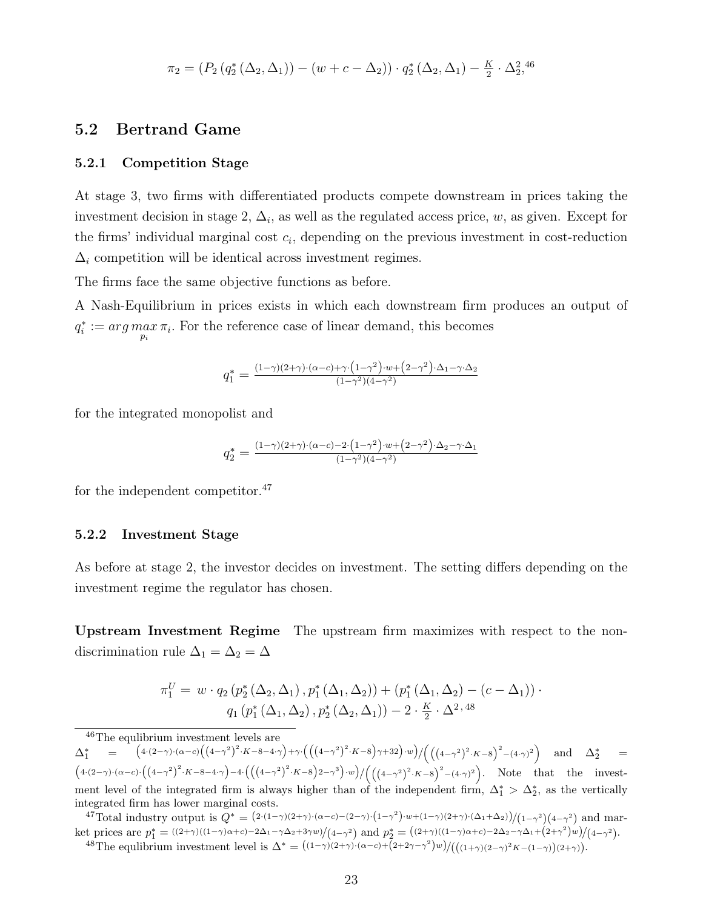$$\pi_2 = \left(P_2\left(q_2^*\left(\Delta_2, \Delta_1\right)\right) - \left(w + c - \Delta_2\right)\right) \cdot q_2^*\left(\Delta_2, \Delta_1\right) - \frac{K}{2} \cdot \Delta_2^2,$$ [46]

## 5.2 Bertrand Game

### 5.2.1 Competition Stage

At stage 3, two firms with differentiated products compete downstream in prices taking the investment decision in stage 2, $\Delta_i$, as well as the regulated access price, $w$, as given. Except for the firms' individual marginal cost $c_i$, depending on the previous investment in cost-reduction $\Delta_i$ competition will be identical across investment regimes.

The firms face the same objective functions as before.

A Nash-Equilibrium in prices exists in which each downstream firm produces an output of $q_i^* := \underset{p_i}{arg\,max}\, \pi_i$. For the reference case of linear demand, this becomes

$$q_1^* = \frac{(1-\gamma)(2+\gamma)\cdot(\alpha-c)+\gamma\cdot\left(1-\gamma^2\right)\cdot w+\left(2-\gamma^2\right)\cdot\Delta_1-\gamma\cdot\Delta_2}{(1-\gamma^2)(4-\gamma^2)}$$

for the integrated monopolist and

$$q_2^* = \frac{(1-\gamma)(2+\gamma)\cdot(\alpha-c)-2\cdot\left(1-\gamma^2\right)\cdot w+\left(2-\gamma^2\right)\cdot\Delta_2-\gamma\cdot\Delta_1}{(1-\gamma^2)(4-\gamma^2)}$$

for the independent competitor.[47]

### 5.2.2 Investment Stage

As before at stage 2, the investor decides on investment. The setting differs depending on the investment regime the regulator has chosen.

**Upstream Investment Regime** The upstream firm maximizes with respect to the non-discrimination rule $\Delta_1 = \Delta_2 = \Delta$

$$\pi_1^U = w \cdot q_2\left(p_2^*\left(\Delta_2, \Delta_1\right), p_1^*\left(\Delta_1, \Delta_2\right)\right) + \left(p_1^*\left(\Delta_1, \Delta_2\right) - \left(c - \Delta_1\right)\right) \cdot q_1\left(p_1^*\left(\Delta_1, \Delta_2\right), p_2^*\left(\Delta_2, \Delta_1\right)\right) - 2 \cdot \frac{K}{2} \cdot \Delta^2,$$ [48]

---

[46] The equlibrium investment levels are $\Delta_1^* = \left(4\cdot(2-\gamma)\cdot(\alpha-c)\left(\left(4-\gamma^2\right)^2\cdot K-8-4\cdot\gamma\right)+\gamma\cdot\left(\left(\left(4-\gamma^2\right)^2\cdot K-8\right)\gamma+32\right)\cdot w\right)/\left(\left(\left(4-\gamma^2\right)^2\cdot K-8\right)^2-(4\cdot\gamma)^2\right)$ and $\Delta_2^* = \left(4\cdot(2-\gamma)\cdot(\alpha-c)\cdot\left(\left(4-\gamma^2\right)^2\cdot K-8-4\cdot\gamma\right)-4\cdot\left(\left(\left(4-\gamma^2\right)^2\cdot K-8\right)2-\gamma^3\right)\cdot w\right)/\left(\left(\left(4-\gamma^2\right)^2\cdot K-8\right)^2-(4\cdot\gamma)^2\right)$. Note that the investment level of the integrated firm is always higher than of the independent firm, $\Delta_1^* > \Delta_2^*$, as the vertically integrated firm has lower marginal costs.

[47] Total industry output is $Q^* = \left(2\cdot(1-\gamma)(2+\gamma)\cdot(\alpha-c)-(2-\gamma)\cdot\left(1-\gamma^2\right)\cdot w+(1-\gamma)(2+\gamma)\cdot(\Delta_1+\Delta_2)\right)/\left(1-\gamma^2\right)\left(4-\gamma^2\right)$ and market prices are $p_1^* = \left((2+\gamma)((1-\gamma)\alpha+c)-2\Delta_1-\gamma\Delta_2+3\gamma w\right)/\left(4-\gamma^2\right)$ and $p_2^* = \left((2+\gamma)((1-\gamma)\alpha+c)-2\Delta_2-\gamma\Delta_1+\left(2+\gamma^2\right)w\right)/\left(4-\gamma^2\right)$.

[48] The equlibrium investment level is $\Delta^* = \left((1-\gamma)(2+\gamma)\cdot(\alpha-c)+\left(2+2\gamma-\gamma^2\right)w\right)/\left(\left((1+\gamma)(2-\gamma)^2K-(1-\gamma)\right)(2+\gamma)\right)$.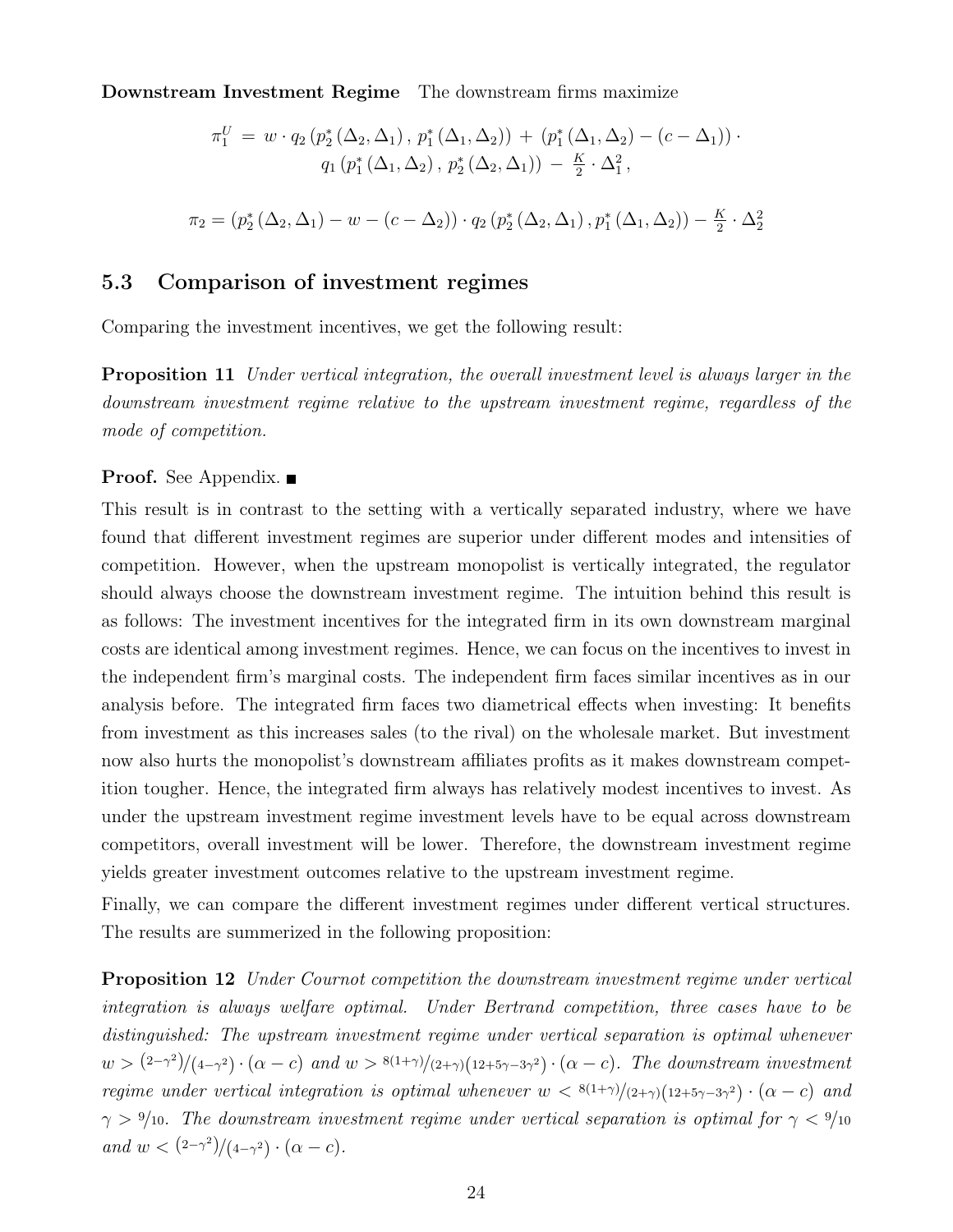**Downstream Investment Regime** The downstream firms maximize

$$\pi_1^U = w \cdot q_2\left(p_2^*\left(\Delta_2, \Delta_1\right), p_1^*\left(\Delta_1, \Delta_2\right)\right) + \left(p_1^*\left(\Delta_1, \Delta_2\right) - \left(c - \Delta_1\right)\right) \cdot q_1\left(p_1^*\left(\Delta_1, \Delta_2\right), p_2^*\left(\Delta_2, \Delta_1\right)\right) - \frac{K}{2} \cdot \Delta_1^2,$$

$$\pi_2 = \left(p_2^*\left(\Delta_2, \Delta_1\right) - w - \left(c - \Delta_2\right)\right) \cdot q_2\left(p_2^*\left(\Delta_2, \Delta_1\right), p_1^*\left(\Delta_1, \Delta_2\right)\right) - \frac{K}{2} \cdot \Delta_2^2$$

## 5.3 Comparison of investment regimes

Comparing the investment incentives, we get the following result:

**Proposition 11** *Under vertical integration, the overall investment level is always larger in the downstream investment regime relative to the upstream investment regime, regardless of the mode of competition.*

**Proof.** See Appendix. ∎

This result is in contrast to the setting with a vertically separated industry, where we have found that different investment regimes are superior under different modes and intensities of competition. However, when the upstream monopolist is vertically integrated, the regulator should always choose the downstream investment regime. The intuition behind this result is as follows: The investment incentives for the integrated firm in its own downstream marginal costs are identical among investment regimes. Hence, we can focus on the incentives to invest in the independent firm's marginal costs. The independent firm faces similar incentives as in our analysis before. The integrated firm faces two diametrical effects when investing: It benefits from investment as this increases sales (to the rival) on the wholesale market. But investment now also hurts the monopolist's downstream affiliates profits as it makes downstream competition tougher. Hence, the integrated firm always has relatively modest incentives to invest. As under the upstream investment regime investment levels have to be equal across downstream competitors, overall investment will be lower. Therefore, the downstream investment regime yields greater investment outcomes relative to the upstream investment regime.

Finally, we can compare the different investment regimes under different vertical structures. The results are summerized in the following proposition:

**Proposition 12** *Under Cournot competition the downstream investment regime under vertical integration is always welfare optimal. Under Bertrand competition, three cases have to be distinguished: The upstream investment regime under vertical separation is optimal whenever* $w > \left(2-\gamma^2\right)/\left(4-\gamma^2\right) \cdot (\alpha - c)$ *and* $w > 8(1+\gamma)/(2+\gamma)\left(12+5\gamma-3\gamma^2\right) \cdot (\alpha - c)$*. The downstream investment regime under vertical integration is optimal whenever* $w < 8(1+\gamma)/(2+\gamma)\left(12+5\gamma-3\gamma^2\right) \cdot (\alpha - c)$ *and* $\gamma > 9/10$*. The downstream investment regime under vertical separation is optimal for* $\gamma < 9/10$ *and* $w < \left(2-\gamma^2\right)/\left(4-\gamma^2\right) \cdot (\alpha - c)$*.*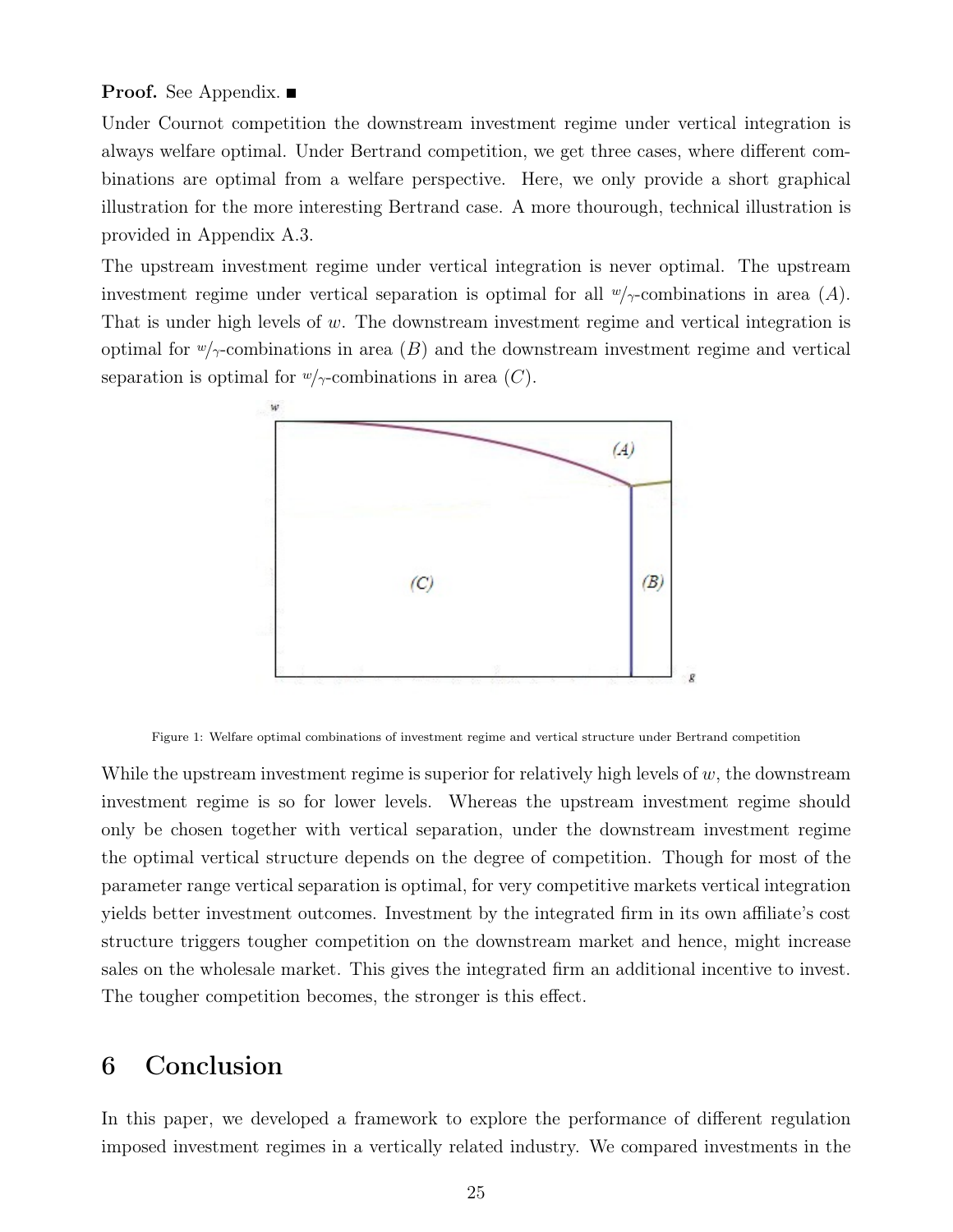**Proof.** See Appendix. ■

Under Cournot competition the downstream investment regime under vertical integration is always welfare optimal. Under Bertrand competition, we get three cases, where different combinations are optimal from a welfare perspective. Here, we only provide a short graphical illustration for the more interesting Bertrand case. A more thourough, technical illustration is provided in Appendix A.3.

The upstream investment regime under vertical integration is never optimal. The upstream investment regime under vertical separation is optimal for all $w/\gamma$-combinations in area $(A)$. That is under high levels of $w$. The downstream investment regime and vertical integration is optimal for $w/\gamma$-combinations in area $(B)$ and the downstream investment regime and vertical separation is optimal for $w/\gamma$-combinations in area $(C)$.

w

(A)

(C)

(B)

g

Figure 1: Welfare optimal combinations of investment regime and vertical structure under Bertrand competition

While the upstream investment regime is superior for relatively high levels of $w$, the downstream investment regime is so for lower levels. Whereas the upstream investment regime should only be chosen together with vertical separation, under the downstream investment regime the optimal vertical structure depends on the degree of competition. Though for most of the parameter range vertical separation is optimal, for very competitive markets vertical integration yields better investment outcomes. Investment by the integrated firm in its own affiliate's cost structure triggers tougher competition on the downstream market and hence, might increase sales on the wholesale market. This gives the integrated firm an additional incentive to invest. The tougher competition becomes, the stronger is this effect.

## 6 Conclusion

In this paper, we developed a framework to explore the performance of different regulation imposed investment regimes in a vertically related industry. We compared investments in the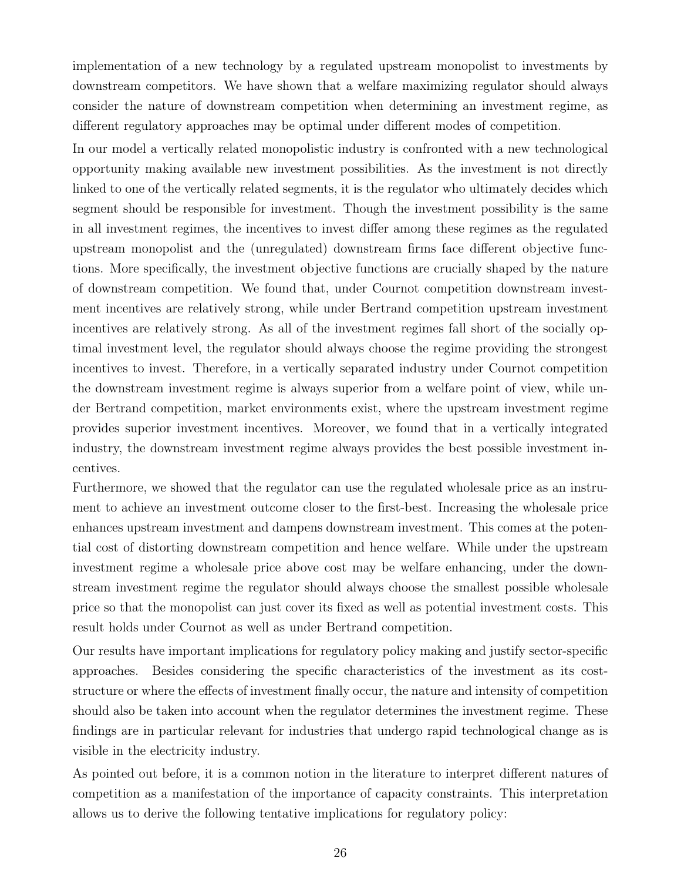implementation of a new technology by a regulated upstream monopolist to investments by downstream competitors. We have shown that a welfare maximizing regulator should always consider the nature of downstream competition when determining an investment regime, as different regulatory approaches may be optimal under different modes of competition.

In our model a vertically related monopolistic industry is confronted with a new technological opportunity making available new investment possibilities. As the investment is not directly linked to one of the vertically related segments, it is the regulator who ultimately decides which segment should be responsible for investment. Though the investment possibility is the same in all investment regimes, the incentives to invest differ among these regimes as the regulated upstream monopolist and the (unregulated) downstream firms face different objective functions. More specifically, the investment objective functions are crucially shaped by the nature of downstream competition. We found that, under Cournot competition downstream investment incentives are relatively strong, while under Bertrand competition upstream investment incentives are relatively strong. As all of the investment regimes fall short of the socially optimal investment level, the regulator should always choose the regime providing the strongest incentives to invest. Therefore, in a vertically separated industry under Cournot competition the downstream investment regime is always superior from a welfare point of view, while under Bertrand competition, market environments exist, where the upstream investment regime provides superior investment incentives. Moreover, we found that in a vertically integrated industry, the downstream investment regime always provides the best possible investment incentives.

Furthermore, we showed that the regulator can use the regulated wholesale price as an instrument to achieve an investment outcome closer to the first-best. Increasing the wholesale price enhances upstream investment and dampens downstream investment. This comes at the potential cost of distorting downstream competition and hence welfare. While under the upstream investment regime a wholesale price above cost may be welfare enhancing, under the downstream investment regime the regulator should always choose the smallest possible wholesale price so that the monopolist can just cover its fixed as well as potential investment costs. This result holds under Cournot as well as under Bertrand competition.

Our results have important implications for regulatory policy making and justify sector-specific approaches. Besides considering the specific characteristics of the investment as its cost-structure or where the effects of investment finally occur, the nature and intensity of competition should also be taken into account when the regulator determines the investment regime. These findings are in particular relevant for industries that undergo rapid technological change as is visible in the electricity industry.

As pointed out before, it is a common notion in the literature to interpret different natures of competition as a manifestation of the importance of capacity constraints. This interpretation allows us to derive the following tentative implications for regulatory policy: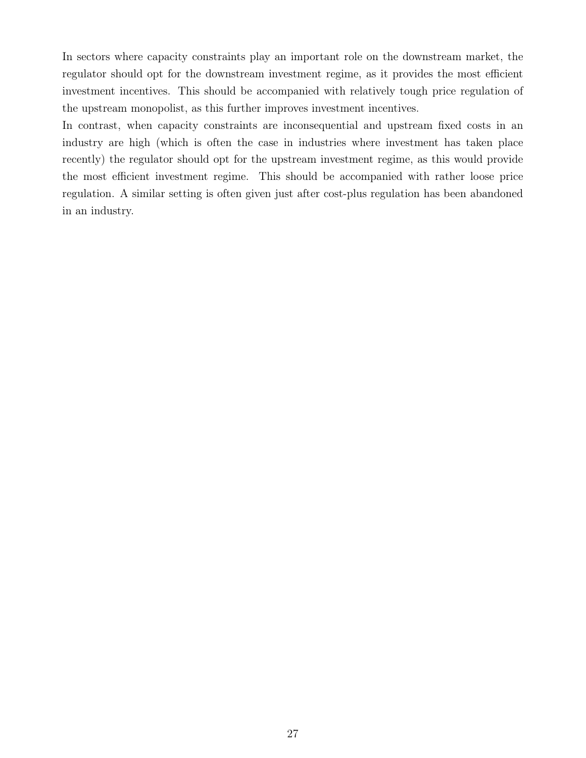In sectors where capacity constraints play an important role on the downstream market, the regulator should opt for the downstream investment regime, as it provides the most efficient investment incentives. This should be accompanied with relatively tough price regulation of the upstream monopolist, as this further improves investment incentives.

In contrast, when capacity constraints are inconsequential and upstream fixed costs in an industry are high (which is often the case in industries where investment has taken place recently) the regulator should opt for the upstream investment regime, as this would provide the most efficient investment regime. This should be accompanied with rather loose price regulation. A similar setting is often given just after cost-plus regulation has been abandoned in an industry.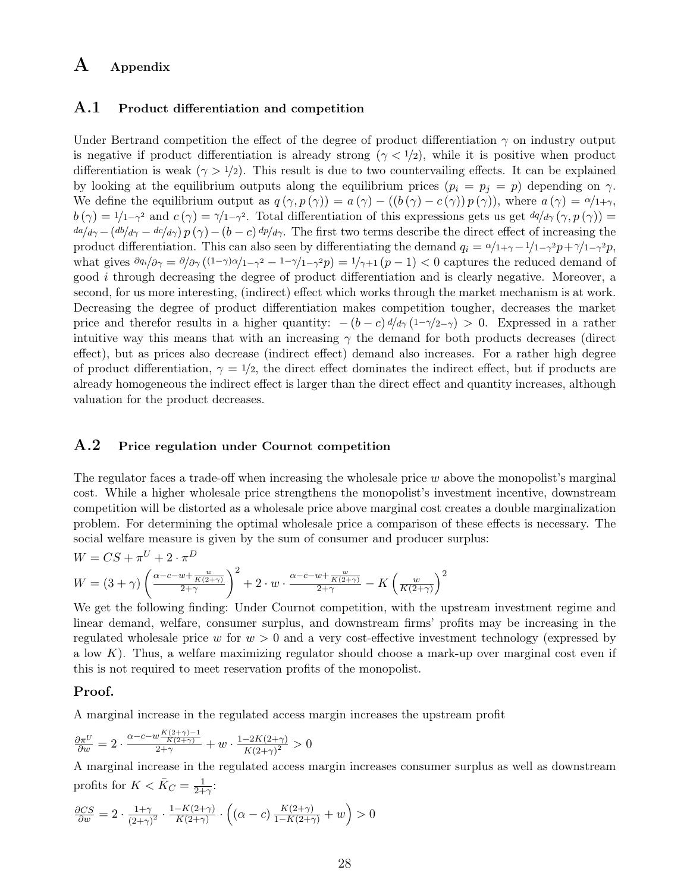# A Appendix

## A.1 Product differentiation and competition

Under Bertrand competition the effect of the degree of product differentiation $\gamma$ on industry output is negative if product differentiation is already strong ($\gamma < 1/2$), while it is positive when product differentiation is weak ($\gamma > 1/2$). This result is due to two countervailing effects. It can be explained by looking at the equilibrium outputs along the equilibrium prices ($p_i = p_j = p$) depending on $\gamma$. We define the equilibrium output as $q(\gamma, p(\gamma)) = a(\gamma) - ((b(\gamma) - c(\gamma))\, p(\gamma))$, where $a(\gamma) = \alpha/1+\gamma$, $b(\gamma) = 1/1-\gamma^2$ and $c(\gamma) = \gamma/1-\gamma^2$. Total differentiation of this expressions gets us get $dq/d\gamma\,(\gamma, p(\gamma)) = da/d\gamma - (db/d\gamma - dc/d\gamma)\, p(\gamma) - (b - c)\, dp/d\gamma$. The first two terms describe the direct effect of increasing the product differentiation. This can also seen by differentiating the demand $q_i = \alpha/1+\gamma - 1/1-\gamma^2 p + \gamma/1-\gamma^2 p$, what gives $\partial q_i/\partial\gamma = \partial/\partial\gamma\,((1-\gamma)\alpha/1-\gamma^2 - 1-\gamma/1-\gamma^2 p) = 1/\gamma+1\,(p-1) < 0$ captures the reduced demand of good $i$ through decreasing the degree of product differentiation and is clearly negative. Moreover, a second, for us more interesting, (indirect) effect which works through the market mechanism is at work. Decreasing the degree of product differentiation makes competition tougher, decreases the market price and therefor results in a higher quantity: $-(b-c)\, d/d\gamma\,(1-\gamma/2-\gamma) > 0$. Expressed in a rather intuitive way this means that with an increasing $\gamma$ the demand for both products decreases (direct effect), but as prices also decrease (indirect effect) demand also increases. For a rather high degree of product differentiation, $\gamma = 1/2$, the direct effect dominates the indirect effect, but if products are already homogeneous the indirect effect is larger than the direct effect and quantity increases, although valuation for the product decreases.

## A.2 Price regulation under Cournot competition

The regulator faces a trade-off when increasing the wholesale price $w$ above the monopolist's marginal cost. While a higher wholesale price strengthens the monopolist's investment incentive, downstream competition will be distorted as a wholesale price above marginal cost creates a double marginalization problem. For determining the optimal wholesale price a comparison of these effects is necessary. The social welfare measure is given by the sum of consumer and producer surplus:

$$W = CS + \pi^U + 2 \cdot \pi^D$$

$$W = (3+\gamma)\left(\frac{\alpha - c - w + \frac{w}{K(2+\gamma)}}{2+\gamma}\right)^2 + 2 \cdot w \cdot \frac{\alpha - c - w + \frac{w}{K(2+\gamma)}}{2+\gamma} - K\left(\frac{w}{K(2+\gamma)}\right)^2$$

We get the following finding: Under Cournot competition, with the upstream investment regime and linear demand, welfare, consumer surplus, and downstream firms' profits may be increasing in the regulated wholesale price $w$ for $w > 0$ and a very cost-effective investment technology (expressed by a low $K$). Thus, a welfare maximizing regulator should choose a mark-up over marginal cost even if this is not required to meet reservation profits of the monopolist.

**Proof.**

A marginal increase in the regulated access margin increases the upstream profit

$$\frac{\partial \pi^U}{\partial w} = 2 \cdot \frac{\alpha - c - w\frac{K(2+\gamma)-1}{K(2+\gamma)}}{2+\gamma} + w \cdot \frac{1 - 2K(2+\gamma)}{K(2+\gamma)^2} > 0$$

A marginal increase in the regulated access margin increases consumer surplus as well as downstream profits for $K < \bar{K}_C = \frac{1}{2+\gamma}$:

$$\frac{\partial CS}{\partial w} = 2 \cdot \frac{1+\gamma}{(2+\gamma)^2} \cdot \frac{1 - K(2+\gamma)}{K(2+\gamma)} \cdot \left((\alpha - c)\frac{K(2+\gamma)}{1 - K(2+\gamma)} + w\right) > 0$$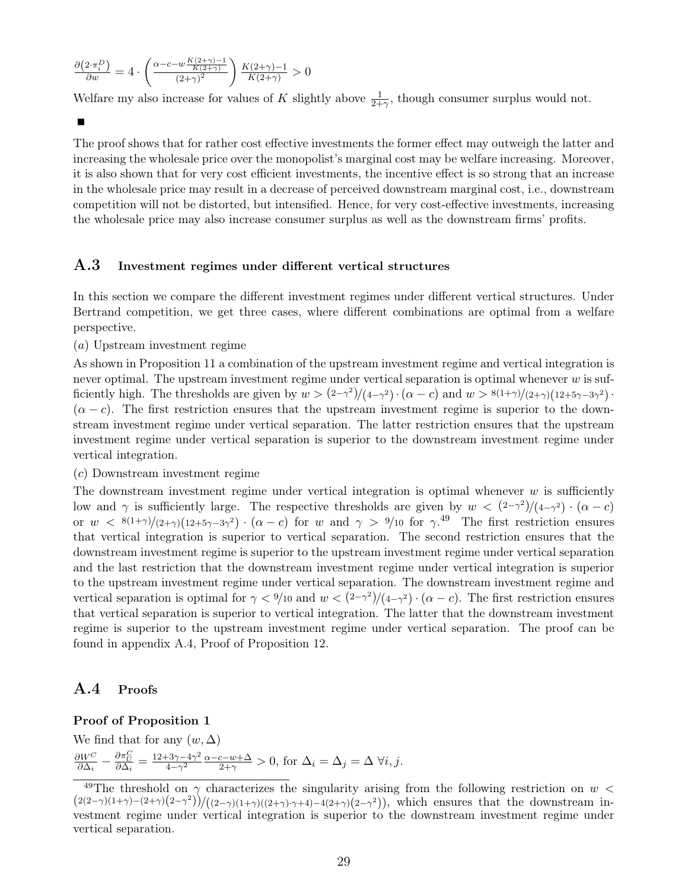$$\frac{\partial\left(2 \cdot \pi_i^D\right)}{\partial w} = 4 \cdot \left( \frac{\alpha - c - w \frac{K(2+\gamma)-1}{K(2+\gamma)}}{(2+\gamma)^2} \right) \frac{K(2+\gamma)-1}{K(2+\gamma)} > 0$$

Welfare my also increase for values of $K$ slightly above $\frac{1}{2+\gamma}$, though consumer surplus would not.

■

The proof shows that for rather cost effective investments the former effect may outweigh the latter and increasing the wholesale price over the monopolist's marginal cost may be welfare increasing. Moreover, it is also shown that for very cost efficient investments, the incentive effect is so strong that an increase in the wholesale price may result in a decrease of perceived downstream marginal cost, i.e., downstream competition will not be distorted, but intensified. Hence, for very cost-effective investments, increasing the wholesale price may also increase consumer surplus as well as the downstream firms' profits.

## A.3 Investment regimes under different vertical structures

In this section we compare the different investment regimes under different vertical structures. Under Bertrand competition, we get three cases, where different combinations are optimal from a welfare perspective.

(*a*) Upstream investment regime

As shown in Proposition 11 a combination of the upstream investment regime and vertical integration is never optimal. The upstream investment regime under vertical separation is optimal whenever $w$ is sufficiently high. The thresholds are given by $w > {}^{(2-\gamma^2)}/_{(4-\gamma^2)} \cdot (\alpha - c)$ and $w > {}^{8(1+\gamma)}/_{(2+\gamma)(12+5\gamma-3\gamma^2)} \cdot (\alpha - c)$. The first restriction ensures that the upstream investment regime is superior to the downstream investment regime under vertical separation. The latter restriction ensures that the upstream investment regime under vertical separation is superior to the downstream investment regime under vertical integration.

(*c*) Downstream investment regime

The downstream investment regime under vertical integration is optimal whenever $w$ is sufficiently low and $\gamma$ is sufficiently large. The respective thresholds are given by $w < {}^{(2-\gamma^2)}/_{(4-\gamma^2)} \cdot (\alpha - c)$ or $w < {}^{8(1+\gamma)}/_{(2+\gamma)(12+5\gamma-3\gamma^2)} \cdot (\alpha - c)$ for $w$ and $\gamma > {}^{9}/_{10}$ for $\gamma$.[49] The first restriction ensures that vertical integration is superior to vertical separation. The second restriction ensures that the downstream investment regime is superior to the upstream investment regime under vertical separation and the last restriction that the downstream investment regime under vertical integration is superior to the upstream investment regime under vertical separation. The downstream investment regime and vertical separation is optimal for $\gamma < {}^{9}/_{10}$ and $w < {}^{(2-\gamma^2)}/_{(4-\gamma^2)} \cdot (\alpha - c)$. The first restriction ensures that vertical separation is superior to vertical integration. The latter that the downstream investment regime is superior to the upstream investment regime under vertical separation. The proof can be found in appendix A.4, Proof of Proposition 12.

## A.4 Proofs

**Proof of Proposition 1**

We find that for any $(w, \Delta)$

$\frac{\partial W^C}{\partial \Delta_i} - \frac{\partial \pi_U^C}{\partial \Delta_i} = \frac{12+3\gamma-4\gamma^2}{4-\gamma^2} \frac{\alpha - c - w + \Delta}{2+\gamma} > 0$, for $\Delta_i = \Delta_j = \Delta \ \forall i, j$.

[49] The threshold on $\gamma$ characterizes the singularity arising from the following restriction on $w < {}^{\left(2(2-\gamma)(1+\gamma)-(2+\gamma)\left(2-\gamma^2\right)\right)}/_{\left((2-\gamma)(1+\gamma)((2+\gamma)\cdot\gamma+4)-4(2+\gamma)\left(2-\gamma^2\right)\right)}$, which ensures that the downstream investment regime under vertical integration is superior to the downstream investment regime under vertical separation.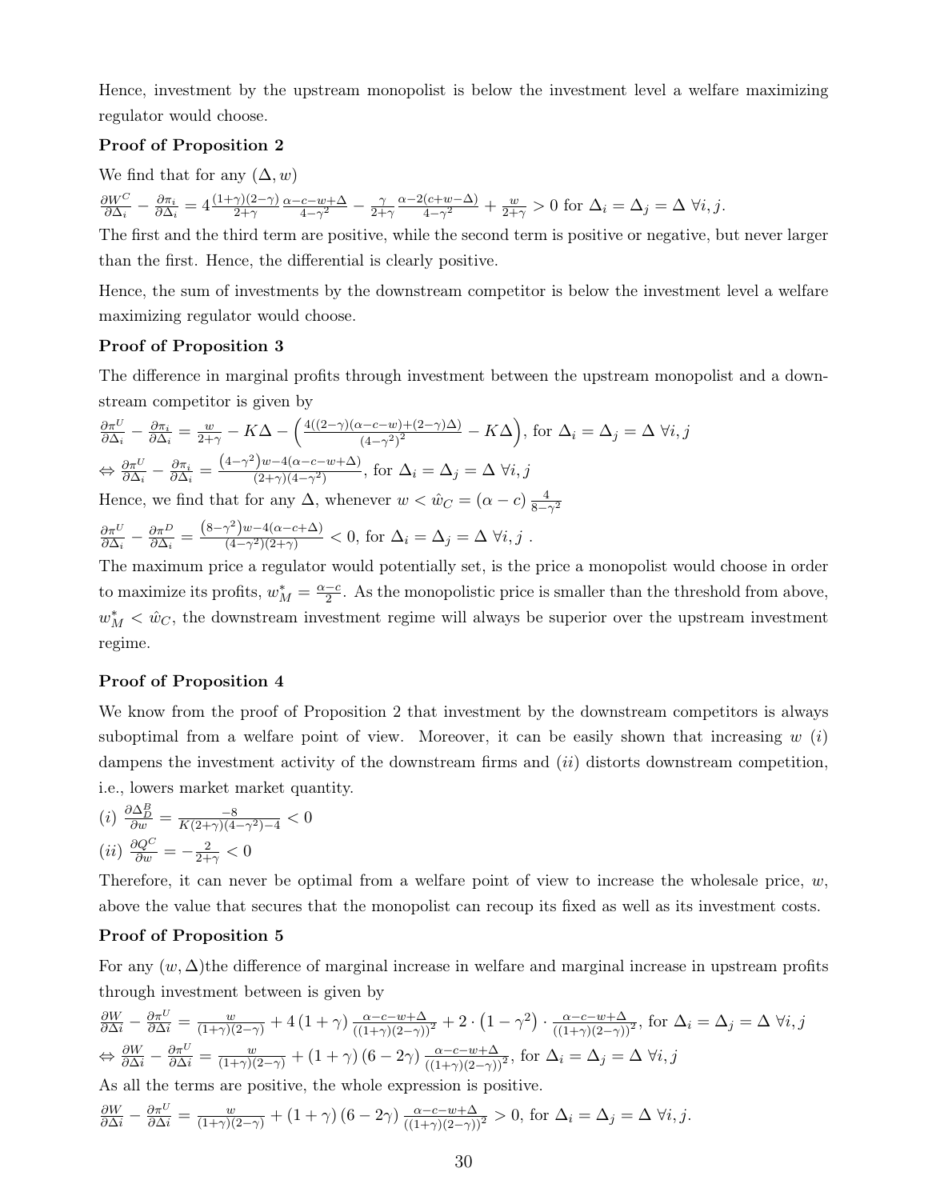Hence, investment by the upstream monopolist is below the investment level a welfare maximizing regulator would choose.

**Proof of Proposition 2**

We find that for any $(\Delta, w)$

$\frac{\partial W^C}{\partial \Delta_i} - \frac{\partial \pi_i}{\partial \Delta_i} = 4\frac{(1+\gamma)(2-\gamma)}{2+\gamma}\frac{\alpha-c-w+\Delta}{4-\gamma^2} - \frac{\gamma}{2+\gamma}\frac{\alpha-2(c+w-\Delta)}{4-\gamma^2} + \frac{w}{2+\gamma} > 0$ for $\Delta_i = \Delta_j = \Delta \ \forall i,j$.

The first and the third term are positive, while the second term is positive or negative, but never larger than the first. Hence, the differential is clearly positive.

Hence, the sum of investments by the downstream competitor is below the investment level a welfare maximizing regulator would choose.

**Proof of Proposition 3**

The difference in marginal profits through investment between the upstream monopolist and a downstream competitor is given by

$\frac{\partial \pi^U}{\partial \Delta_i} - \frac{\partial \pi_i}{\partial \Delta_i} = \frac{w}{2+\gamma} - K\Delta - \left(\frac{4((2-\gamma)(\alpha-c-w)+(2-\gamma)\Delta)}{(4-\gamma^2)^2} - K\Delta\right)$, for $\Delta_i = \Delta_j = \Delta \ \forall i,j$

$\Leftrightarrow \frac{\partial \pi^U}{\partial \Delta_i} - \frac{\partial \pi_i}{\partial \Delta_i} = \frac{\left(4-\gamma^2\right)w - 4(\alpha-c-w+\Delta)}{(2+\gamma)(4-\gamma^2)}$, for $\Delta_i = \Delta_j = \Delta \ \forall i,j$

Hence, we find that for any $\Delta$, whenever $w < \hat{w}_C = (\alpha - c)\frac{4}{8-\gamma^2}$

$\frac{\partial \pi^U}{\partial \Delta_i} - \frac{\partial \pi^D}{\partial \Delta_i} = \frac{\left(8-\gamma^2\right)w - 4(\alpha-c+\Delta)}{(4-\gamma^2)(2+\gamma)} < 0$, for $\Delta_i = \Delta_j = \Delta \ \forall i,j$ .

The maximum price a regulator would potentially set, is the price a monopolist would choose in order to maximize its profits, $w_M^* = \frac{\alpha-c}{2}$. As the monopolistic price is smaller than the threshold from above, $w_M^* < \hat{w}_C$, the downstream investment regime will always be superior over the upstream investment regime.

**Proof of Proposition 4**

We know from the proof of Proposition 2 that investment by the downstream competitors is always suboptimal from a welfare point of view. Moreover, it can be easily shown that increasing $w$ $(i)$ dampens the investment activity of the downstream firms and $(ii)$ distorts downstream competition, i.e., lowers market market quantity.

$(i)$ $\frac{\partial \Delta_D^B}{\partial w} = \frac{-8}{K(2+\gamma)(4-\gamma^2)-4} < 0$

$(ii)$ $\frac{\partial Q^C}{\partial w} = -\frac{2}{2+\gamma} < 0$

Therefore, it can never be optimal from a welfare point of view to increase the wholesale price, $w$, above the value that secures that the monopolist can recoup its fixed as well as its investment costs.

**Proof of Proposition 5**

For any $(w, \Delta)$the difference of marginal increase in welfare and marginal increase in upstream profits through investment between is given by

$\frac{\partial W}{\partial \Delta i} - \frac{\partial \pi^U}{\partial \Delta i} = \frac{w}{(1+\gamma)(2-\gamma)} + 4(1+\gamma)\frac{\alpha-c-w+\Delta}{((1+\gamma)(2-\gamma))^2} + 2\cdot\left(1-\gamma^2\right)\cdot\frac{\alpha-c-w+\Delta}{((1+\gamma)(2-\gamma))^2}$, for $\Delta_i = \Delta_j = \Delta \ \forall i,j$

$\Leftrightarrow \frac{\partial W}{\partial \Delta i} - \frac{\partial \pi^U}{\partial \Delta i} = \frac{w}{(1+\gamma)(2-\gamma)} + (1+\gamma)(6-2\gamma)\frac{\alpha-c-w+\Delta}{((1+\gamma)(2-\gamma))^2}$, for $\Delta_i = \Delta_j = \Delta \ \forall i,j$

As all the terms are positive, the whole expression is positive.

$\frac{\partial W}{\partial \Delta i} - \frac{\partial \pi^U}{\partial \Delta i} = \frac{w}{(1+\gamma)(2-\gamma)} + (1+\gamma)(6-2\gamma)\frac{\alpha-c-w+\Delta}{((1+\gamma)(2-\gamma))^2} > 0$, for $\Delta_i = \Delta_j = \Delta \ \forall i,j$.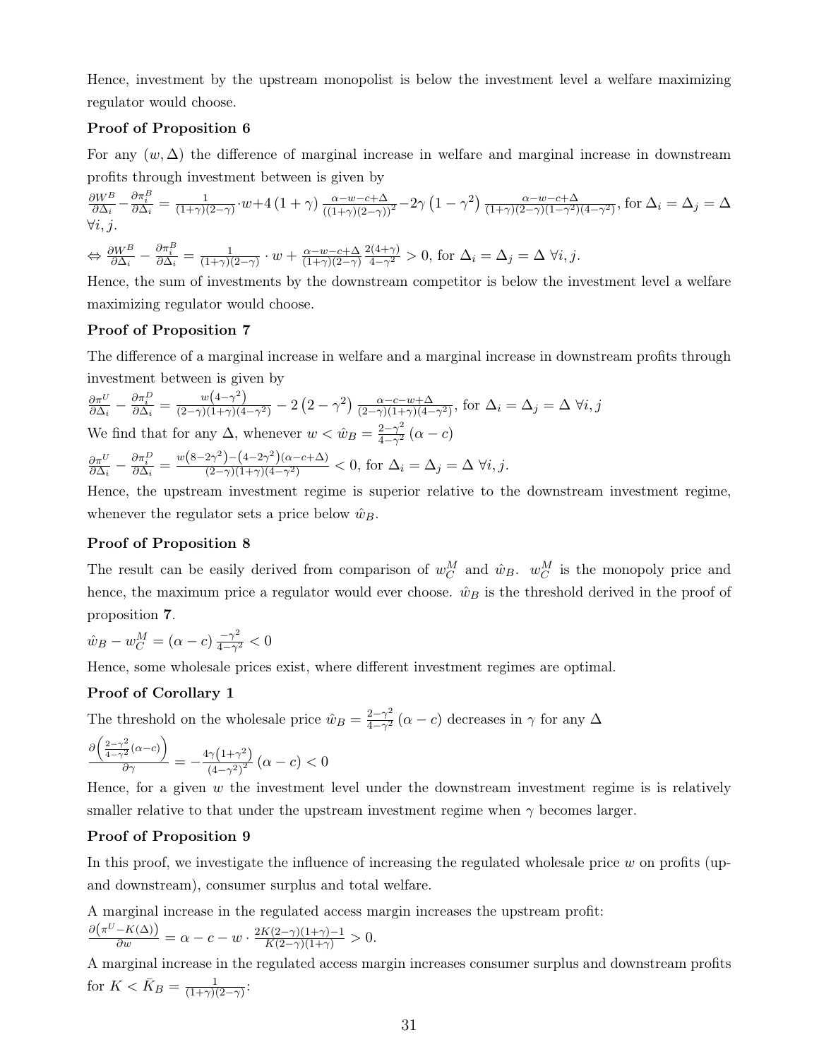Hence, investment by the upstream monopolist is below the investment level a welfare maximizing regulator would choose.

**Proof of Proposition 6**

For any $(w, \Delta)$ the difference of marginal increase in welfare and marginal increase in downstream profits through investment between is given by

$\frac{\partial W^B}{\partial \Delta_i} - \frac{\partial \pi_i^B}{\partial \Delta_i} = \frac{1}{(1+\gamma)(2-\gamma)} \cdot w + 4(1+\gamma) \frac{\alpha - w - c + \Delta}{((1+\gamma)(2-\gamma))^2} - 2\gamma(1-\gamma^2) \frac{\alpha - w - c + \Delta}{(1+\gamma)(2-\gamma)(1-\gamma^2)(4-\gamma^2)}$, for $\Delta_i = \Delta_j = \Delta$ $\forall i, j$.

$\Leftrightarrow \frac{\partial W^B}{\partial \Delta_i} - \frac{\partial \pi_i^B}{\partial \Delta_i} = \frac{1}{(1+\gamma)(2-\gamma)} \cdot w + \frac{\alpha - w - c + \Delta}{(1+\gamma)(2-\gamma)} \frac{2(4+\gamma)}{4-\gamma^2} > 0$, for $\Delta_i = \Delta_j = \Delta$ $\forall i, j$.

Hence, the sum of investments by the downstream competitor is below the investment level a welfare maximizing regulator would choose.

**Proof of Proposition 7**

The difference of a marginal increase in welfare and a marginal increase in downstream profits through investment between is given by

$\frac{\partial \pi^U}{\partial \Delta_i} - \frac{\partial \pi_i^D}{\partial \Delta_i} = \frac{w(4-\gamma^2)}{(2-\gamma)(1+\gamma)(4-\gamma^2)} - 2(2-\gamma^2) \frac{\alpha - c - w + \Delta}{(2-\gamma)(1+\gamma)(4-\gamma^2)}$, for $\Delta_i = \Delta_j = \Delta$ $\forall i, j$

We find that for any $\Delta$, whenever $w < \hat{w}_B = \frac{2-\gamma^2}{4-\gamma^2}(\alpha - c)$

$\frac{\partial \pi^U}{\partial \Delta_i} - \frac{\partial \pi_i^D}{\partial \Delta_i} = \frac{w(8-2\gamma^2) - (4-2\gamma^2)(\alpha - c + \Delta)}{(2-\gamma)(1+\gamma)(4-\gamma^2)} < 0$, for $\Delta_i = \Delta_j = \Delta$ $\forall i, j$.

Hence, the upstream investment regime is superior relative to the downstream investment regime, whenever the regulator sets a price below $\hat{w}_B$.

**Proof of Proposition 8**

The result can be easily derived from comparison of $w_C^M$ and $\hat{w}_B$. $w_C^M$ is the monopoly price and hence, the maximum price a regulator would ever choose. $\hat{w}_B$ is the threshold derived in the proof of proposition **7**.

$\hat{w}_B - w_C^M = (\alpha - c) \frac{-\gamma^2}{4-\gamma^2} < 0$

Hence, some wholesale prices exist, where different investment regimes are optimal.

**Proof of Corollary 1**

The threshold on the wholesale price $\hat{w}_B = \frac{2-\gamma^2}{4-\gamma^2}(\alpha - c)$ decreases in $\gamma$ for any $\Delta$

$\frac{\partial\left(\frac{2-\gamma^2}{4-\gamma^2}(\alpha - c)\right)}{\partial \gamma} = -\frac{4\gamma(1+\gamma^2)}{(4-\gamma^2)^2}(\alpha - c) < 0$

Hence, for a given $w$ the investment level under the downstream investment regime is is relatively smaller relative to that under the upstream investment regime when $\gamma$ becomes larger.

**Proof of Proposition 9**

In this proof, we investigate the influence of increasing the regulated wholesale price $w$ on profits (up- and downstream), consumer surplus and total welfare.

A marginal increase in the regulated access margin increases the upstream profit:

$\frac{\partial(\pi^U - K(\Delta))}{\partial w} = \alpha - c - w \cdot \frac{2K(2-\gamma)(1+\gamma) - 1}{K(2-\gamma)(1+\gamma)} > 0.$

A marginal increase in the regulated access margin increases consumer surplus and downstream profits for $K < \bar{K}_B = \frac{1}{(1+\gamma)(2-\gamma)}$: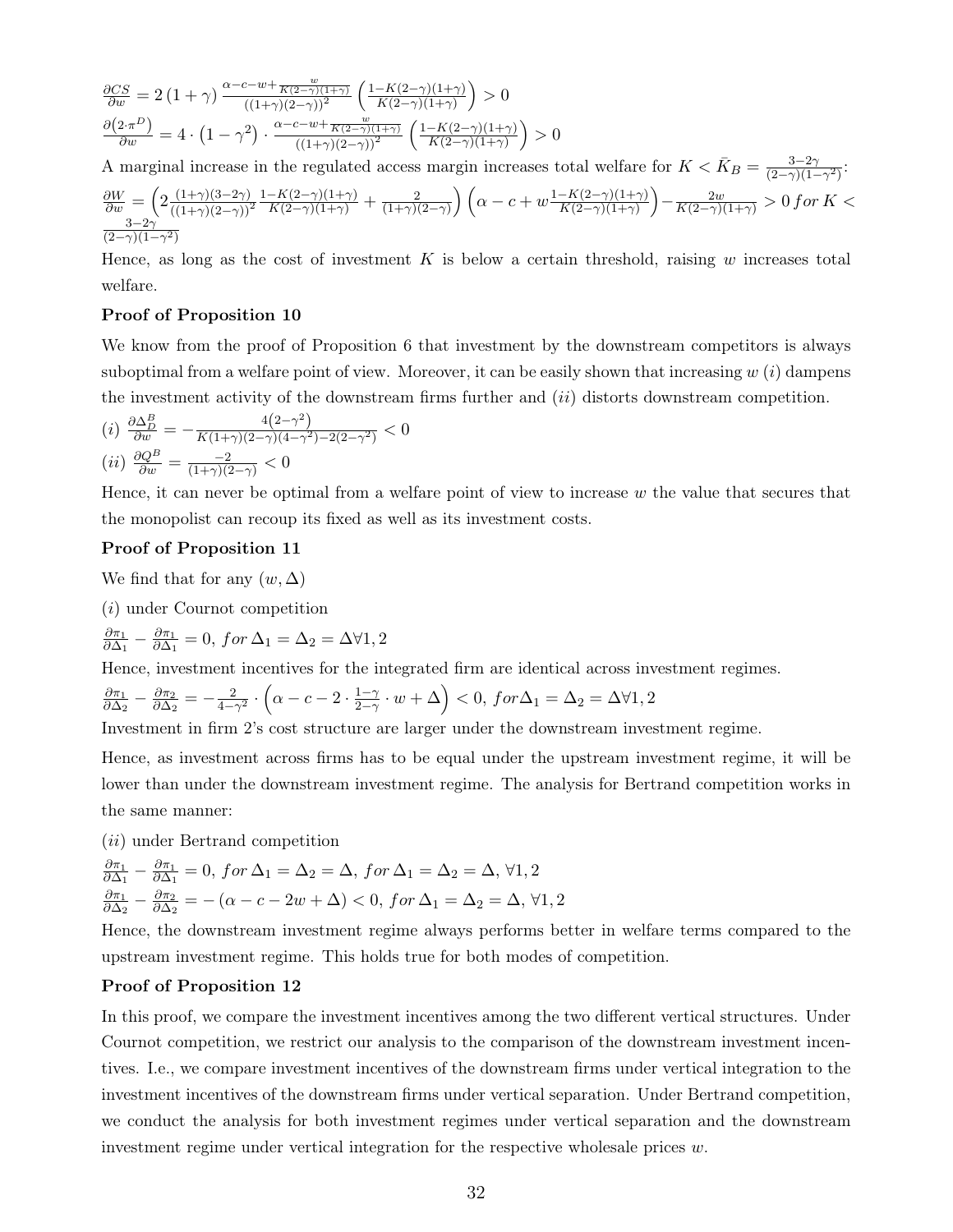$\frac{\partial CS}{\partial w} = 2\left(1+\gamma\right)\frac{\alpha - c - w + \frac{w}{K(2-\gamma)(1+\gamma)}}{((1+\gamma)(2-\gamma))^2}\left(\frac{1-K(2-\gamma)(1+\gamma)}{K(2-\gamma)(1+\gamma)}\right) > 0$

$\frac{\partial\left(2\cdot\pi^D\right)}{\partial w} = 4\cdot\left(1-\gamma^2\right)\cdot\frac{\alpha - c - w + \frac{w}{K(2-\gamma)(1+\gamma)}}{((1+\gamma)(2-\gamma))^2}\left(\frac{1-K(2-\gamma)(1+\gamma)}{K(2-\gamma)(1+\gamma)}\right) > 0$

A marginal increase in the regulated access margin increases total welfare for $K < \bar{K}_B = \frac{3-2\gamma}{(2-\gamma)(1-\gamma^2)}$:

$\frac{\partial W}{\partial w} = \left(2\frac{(1+\gamma)(3-2\gamma)}{((1+\gamma)(2-\gamma))^2}\frac{1-K(2-\gamma)(1+\gamma)}{K(2-\gamma)(1+\gamma)} + \frac{2}{(1+\gamma)(2-\gamma)}\right)\left(\alpha - c + w\frac{1-K(2-\gamma)(1+\gamma)}{K(2-\gamma)(1+\gamma)}\right) - \frac{2w}{K(2-\gamma)(1+\gamma)} > 0 \, for \, K < \frac{3-2\gamma}{(2-\gamma)(1-\gamma^2)}$

Hence, as long as the cost of investment $K$ is below a certain threshold, raising $w$ increases total welfare.

**Proof of Proposition 10**

We know from the proof of Proposition 6 that investment by the downstream competitors is always suboptimal from a welfare point of view. Moreover, it can be easily shown that increasing $w$ $(i)$ dampens the investment activity of the downstream firms further and $(ii)$ distorts downstream competition.

$(i)$ $\frac{\partial\Delta_D^B}{\partial w} = -\frac{4\left(2-\gamma^2\right)}{K(1+\gamma)(2-\gamma)(4-\gamma^2)-2(2-\gamma^2)} < 0$

$(ii)$ $\frac{\partial Q^B}{\partial w} = \frac{-2}{(1+\gamma)(2-\gamma)} < 0$

Hence, it can never be optimal from a welfare point of view to increase $w$ the value that secures that the monopolist can recoup its fixed as well as its investment costs.

**Proof of Proposition 11**

We find that for any $(w, \Delta)$

$(i)$ under Cournot competition

$\frac{\partial\pi_1}{\partial\Delta_1} - \frac{\partial\pi_1}{\partial\Delta_1} = 0, \, for \, \Delta_1 = \Delta_2 = \Delta \forall 1, 2$

Hence, investment incentives for the integrated firm are identical across investment regimes.

$\frac{\partial\pi_1}{\partial\Delta_2} - \frac{\partial\pi_2}{\partial\Delta_2} = -\frac{2}{4-\gamma^2}\cdot\left(\alpha - c - 2\cdot\frac{1-\gamma}{2-\gamma}\cdot w + \Delta\right) < 0, \, for \Delta_1 = \Delta_2 = \Delta \forall 1, 2$

Investment in firm 2's cost structure are larger under the downstream investment regime.

Hence, as investment across firms has to be equal under the upstream investment regime, it will be lower than under the downstream investment regime. The analysis for Bertrand competition works in the same manner:

$(ii)$ under Bertrand competition

$\frac{\partial\pi_1}{\partial\Delta_1} - \frac{\partial\pi_1}{\partial\Delta_1} = 0, \, for \, \Delta_1 = \Delta_2 = \Delta, \, for \, \Delta_1 = \Delta_2 = \Delta, \, \forall 1, 2$

$\frac{\partial\pi_1}{\partial\Delta_2} - \frac{\partial\pi_2}{\partial\Delta_2} = -\left(\alpha - c - 2w + \Delta\right) < 0, \, for \, \Delta_1 = \Delta_2 = \Delta, \, \forall 1, 2$

Hence, the downstream investment regime always performs better in welfare terms compared to the upstream investment regime. This holds true for both modes of competition.

**Proof of Proposition 12**

In this proof, we compare the investment incentives among the two different vertical structures. Under Cournot competition, we restrict our analysis to the comparison of the downstream investment incentives. I.e., we compare investment incentives of the downstream firms under vertical integration to the investment incentives of the downstream firms under vertical separation. Under Bertrand competition, we conduct the analysis for both investment regimes under vertical separation and the downstream investment regime under vertical integration for the respective wholesale prices $w$.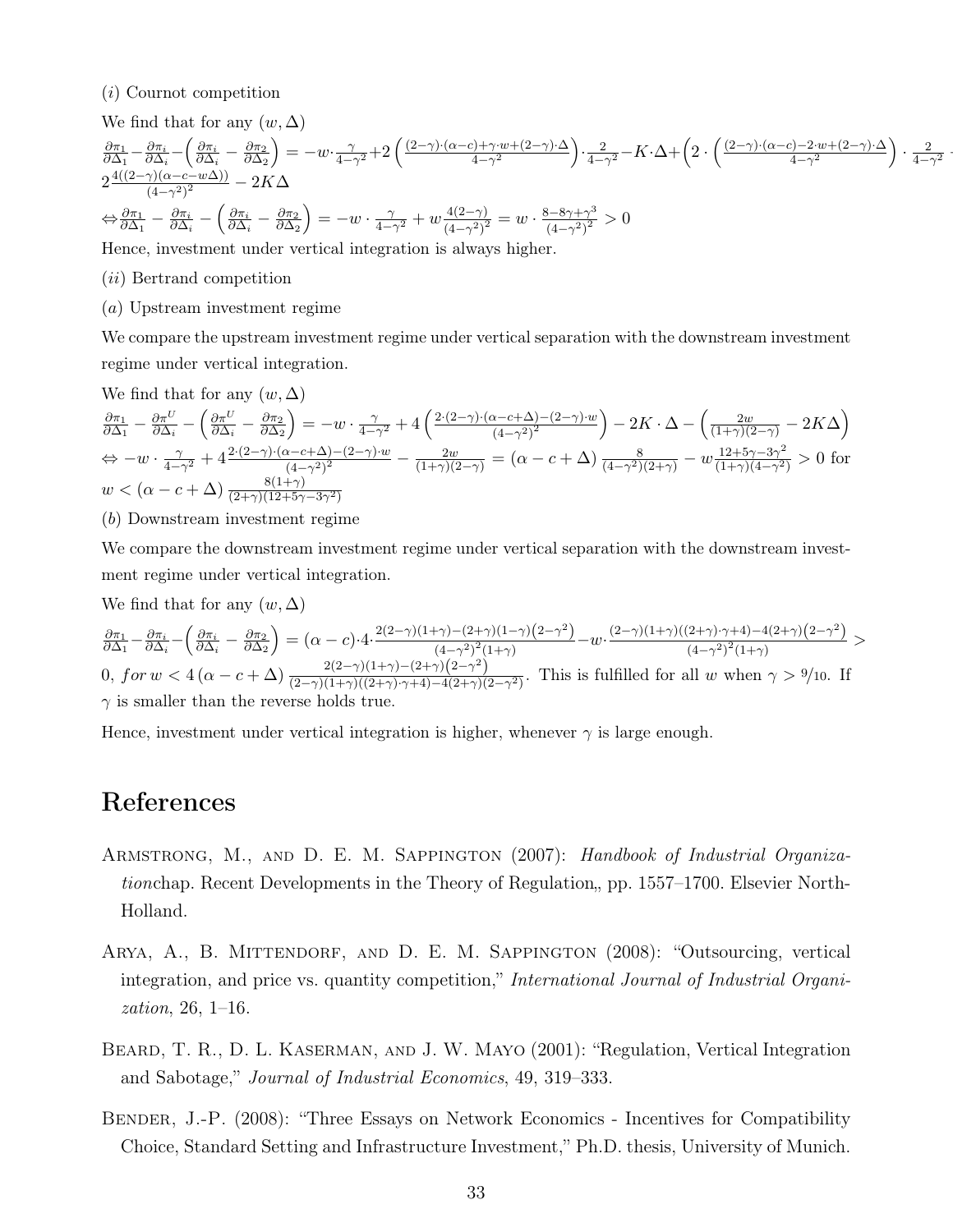(*i*) Cournot competition

We find that for any $(w, \Delta)$

$$\frac{\partial \pi_1}{\partial \Delta_1} - \frac{\partial \pi_i}{\partial \Delta_i} - \left(\frac{\partial \pi_i}{\partial \Delta_i} - \frac{\partial \pi_2}{\partial \Delta_2}\right) = -w \cdot \frac{\gamma}{4-\gamma^2} + 2\left(\frac{(2-\gamma)\cdot(\alpha-c)+\gamma\cdot w+(2-\gamma)\cdot\Delta}{4-\gamma^2}\right)\cdot\frac{2}{4-\gamma^2} - K\cdot\Delta + \left(2\cdot\left(\frac{(2-\gamma)\cdot(\alpha-c)-2\cdot w+(2-\gamma)\cdot\Delta}{4-\gamma^2}\right)\cdot\frac{2}{4-\gamma^2}\cdot\right.$$

$$2\frac{4((2-\gamma)(\alpha-c-w\Delta))}{(4-\gamma^2)^2} - 2K\Delta$$

$$\Leftrightarrow \frac{\partial \pi_1}{\partial \Delta_1} - \frac{\partial \pi_i}{\partial \Delta_i} - \left(\frac{\partial \pi_i}{\partial \Delta_i} - \frac{\partial \pi_2}{\partial \Delta_2}\right) = -w \cdot \frac{\gamma}{4-\gamma^2} + w\frac{4(2-\gamma)}{(4-\gamma^2)^2} = w \cdot \frac{8-8\gamma+\gamma^3}{(4-\gamma^2)^2} > 0$$

Hence, investment under vertical integration is always higher.

(*ii*) Bertrand competition

(*a*) Upstream investment regime

We compare the upstream investment regime under vertical separation with the downstream investment regime under vertical integration.

We find that for any $(w, \Delta)$

$$\frac{\partial \pi_1}{\partial \Delta_1} - \frac{\partial \pi^U}{\partial \Delta_i} - \left(\frac{\partial \pi^U}{\partial \Delta_i} - \frac{\partial \pi_2}{\partial \Delta_2}\right) = -w \cdot \frac{\gamma}{4-\gamma^2} + 4\left(\frac{2\cdot(2-\gamma)\cdot(\alpha-c+\Delta)-(2-\gamma)\cdot w}{(4-\gamma^2)^2}\right) - 2K\cdot\Delta - \left(\frac{2w}{(1+\gamma)(2-\gamma)} - 2K\Delta\right)$$

$$\Leftrightarrow -w \cdot \frac{\gamma}{4-\gamma^2} + 4\frac{2\cdot(2-\gamma)\cdot(\alpha-c+\Delta)-(2-\gamma)\cdot w}{(4-\gamma^2)^2} - \frac{2w}{(1+\gamma)(2-\gamma)} = (\alpha-c+\Delta)\frac{8}{(4-\gamma^2)(2+\gamma)} - w\frac{12+5\gamma-3\gamma^2}{(1+\gamma)(4-\gamma^2)} > 0 \text{ for}$$

$$w < (\alpha-c+\Delta)\frac{8(1+\gamma)}{(2+\gamma)(12+5\gamma-3\gamma^2)}$$

(*b*) Downstream investment regime

We compare the downstream investment regime under vertical separation with the downstream investment regime under vertical integration.

We find that for any $(w, \Delta)$

$$\frac{\partial \pi_1}{\partial \Delta_1} - \frac{\partial \pi_i}{\partial \Delta_i} - \left(\frac{\partial \pi_i}{\partial \Delta_i} - \frac{\partial \pi_2}{\partial \Delta_2}\right) = (\alpha-c)\cdot 4\cdot\frac{2(2-\gamma)(1+\gamma)-(2+\gamma)(1-\gamma)\left(2-\gamma^2\right)}{(4-\gamma^2)^2(1+\gamma)} - w\cdot\frac{(2-\gamma)(1+\gamma)((2+\gamma)\cdot\gamma+4)-4(2+\gamma)\left(2-\gamma^2\right)}{(4-\gamma^2)^2(1+\gamma)} >$$

$0$, *for* $w < 4(\alpha-c+\Delta)\frac{2(2-\gamma)(1+\gamma)-(2+\gamma)\left(2-\gamma^2\right)}{(2-\gamma)(1+\gamma)((2+\gamma)\cdot\gamma+4)-4(2+\gamma)(2-\gamma^2)}$. This is fulfilled for all $w$ when $\gamma > 9/10$. If $\gamma$ is smaller than the reverse holds true.

Hence, investment under vertical integration is higher, whenever $\gamma$ is large enough.

# References

Armstrong, M., and D. E. M. Sappington (2007): *Handbook of Industrial Organization*chap. Recent Developments in the Theory of Regulation,, pp. 1557–1700. Elsevier North-Holland.

Arya, A., B. Mittendorf, and D. E. M. Sappington (2008): "Outsourcing, vertical integration, and price vs. quantity competition," *International Journal of Industrial Organization*, 26, 1–16.

Beard, T. R., D. L. Kaserman, and J. W. Mayo (2001): "Regulation, Vertical Integration and Sabotage," *Journal of Industrial Economics*, 49, 319–333.

Bender, J.-P. (2008): "Three Essays on Network Economics - Incentives for Compatibility Choice, Standard Setting and Infrastructure Investment," Ph.D. thesis, University of Munich.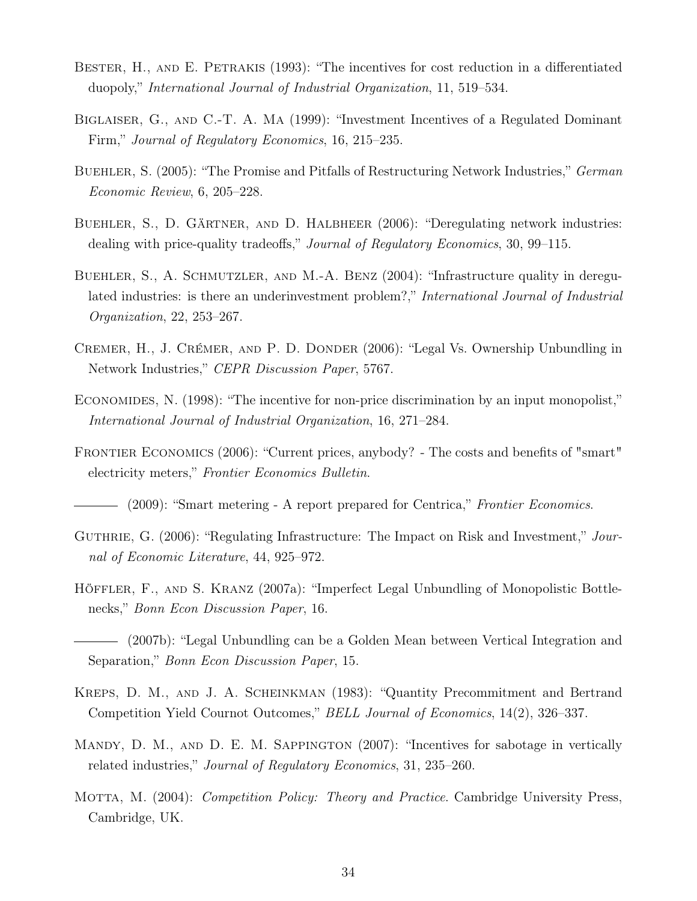Bester, H., and E. Petrakis (1993): "The incentives for cost reduction in a differentiated duopoly," *International Journal of Industrial Organization*, 11, 519–534.

Biglaiser, G., and C.-T. A. Ma (1999): "Investment Incentives of a Regulated Dominant Firm," *Journal of Regulatory Economics*, 16, 215–235.

Buehler, S. (2005): "The Promise and Pitfalls of Restructuring Network Industries," *German Economic Review*, 6, 205–228.

Buehler, S., D. Gärtner, and D. Halbheer (2006): "Deregulating network industries: dealing with price-quality tradeoffs," *Journal of Regulatory Economics*, 30, 99–115.

Buehler, S., A. Schmutzler, and M.-A. Benz (2004): "Infrastructure quality in deregulated industries: is there an underinvestment problem?," *International Journal of Industrial Organization*, 22, 253–267.

Cremer, H., J. Crémer, and P. D. Donder (2006): "Legal Vs. Ownership Unbundling in Network Industries," *CEPR Discussion Paper*, 5767.

Economides, N. (1998): "The incentive for non-price discrimination by an input monopolist," *International Journal of Industrial Organization*, 16, 271–284.

Frontier Economics (2006): "Current prices, anybody? - The costs and benefits of "smart" electricity meters," *Frontier Economics Bulletin*.

——— (2009): "Smart metering - A report prepared for Centrica," *Frontier Economics*.

Guthrie, G. (2006): "Regulating Infrastructure: The Impact on Risk and Investment," *Journal of Economic Literature*, 44, 925–972.

Höffler, F., and S. Kranz (2007a): "Imperfect Legal Unbundling of Monopolistic Bottlenecks," *Bonn Econ Discussion Paper*, 16.

——— (2007b): "Legal Unbundling can be a Golden Mean between Vertical Integration and Separation," *Bonn Econ Discussion Paper*, 15.

Kreps, D. M., and J. A. Scheinkman (1983): "Quantity Precommitment and Bertrand Competition Yield Cournot Outcomes," *BELL Journal of Economics*, 14(2), 326–337.

Mandy, D. M., and D. E. M. Sappington (2007): "Incentives for sabotage in vertically related industries," *Journal of Regulatory Economics*, 31, 235–260.

Motta, M. (2004): *Competition Policy: Theory and Practice*. Cambridge University Press, Cambridge, UK.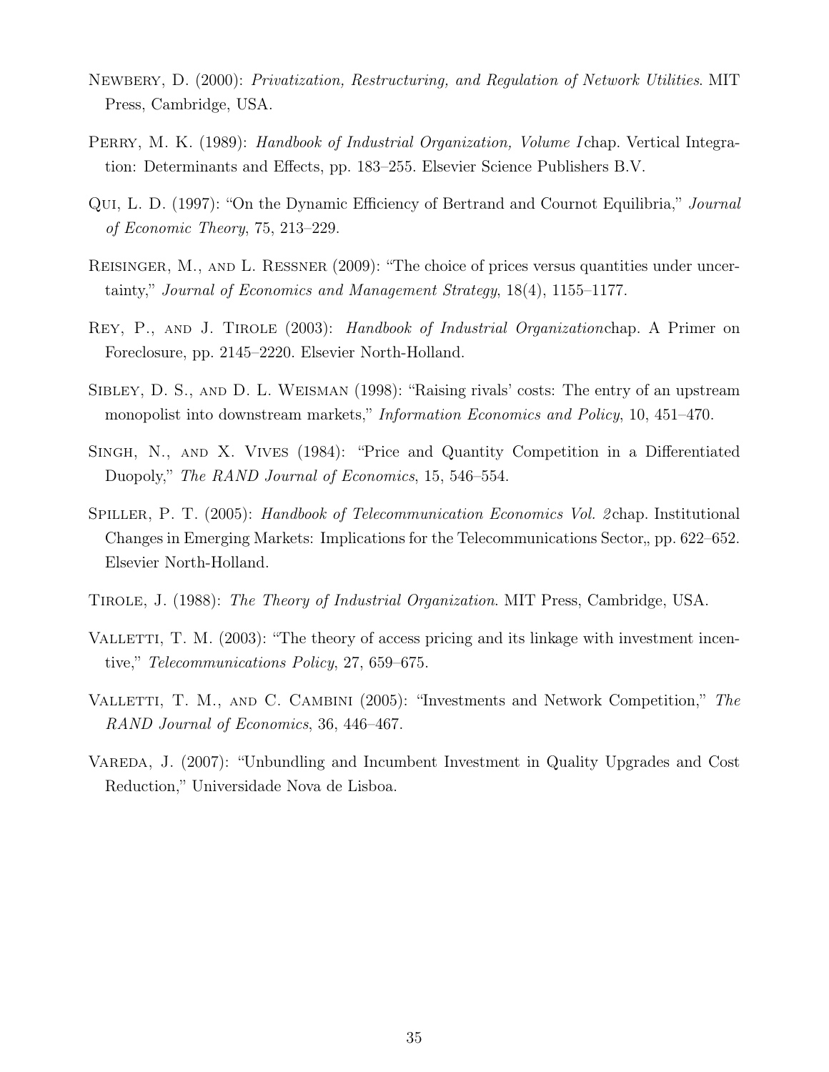Newbery, D. (2000): *Privatization, Restructuring, and Regulation of Network Utilities*. MIT Press, Cambridge, USA.

Perry, M. K. (1989): *Handbook of Industrial Organization, Volume I*chap. Vertical Integration: Determinants and Effects, pp. 183–255. Elsevier Science Publishers B.V.

Qui, L. D. (1997): "On the Dynamic Efficiency of Bertrand and Cournot Equilibria," *Journal of Economic Theory*, 75, 213–229.

Reisinger, M., and L. Ressner (2009): "The choice of prices versus quantities under uncertainty," *Journal of Economics and Management Strategy*, 18(4), 1155–1177.

Rey, P., and J. Tirole (2003): *Handbook of Industrial Organization*chap. A Primer on Foreclosure, pp. 2145–2220. Elsevier North-Holland.

Sibley, D. S., and D. L. Weisman (1998): "Raising rivals' costs: The entry of an upstream monopolist into downstream markets," *Information Economics and Policy*, 10, 451–470.

Singh, N., and X. Vives (1984): "Price and Quantity Competition in a Differentiated Duopoly," *The RAND Journal of Economics*, 15, 546–554.

Spiller, P. T. (2005): *Handbook of Telecommunication Economics Vol. 2*chap. Institutional Changes in Emerging Markets: Implications for the Telecommunications Sector,, pp. 622–652. Elsevier North-Holland.

Tirole, J. (1988): *The Theory of Industrial Organization*. MIT Press, Cambridge, USA.

Valletti, T. M. (2003): "The theory of access pricing and its linkage with investment incentive," *Telecommunications Policy*, 27, 659–675.

Valletti, T. M., and C. Cambini (2005): "Investments and Network Competition," *The RAND Journal of Economics*, 36, 446–467.

Vareda, J. (2007): "Unbundling and Incumbent Investment in Quality Upgrades and Cost Reduction," Universidade Nova de Lisboa.